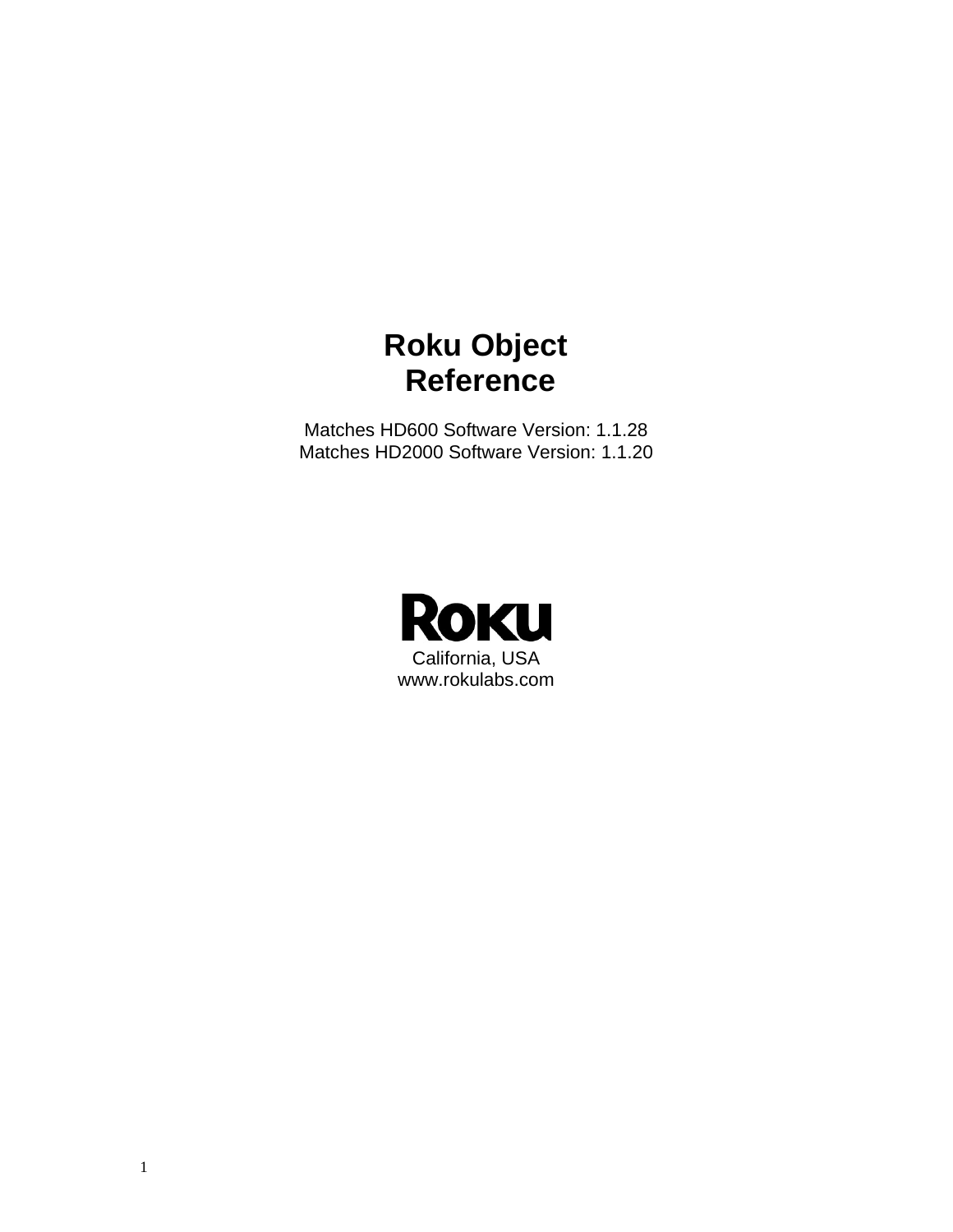# Roku Object Reference

Matches HD600 Software Version: 1.1.28
Matches HD2000 Software Version: 1.1.20

Roku

California, USA
www.rokulabs.com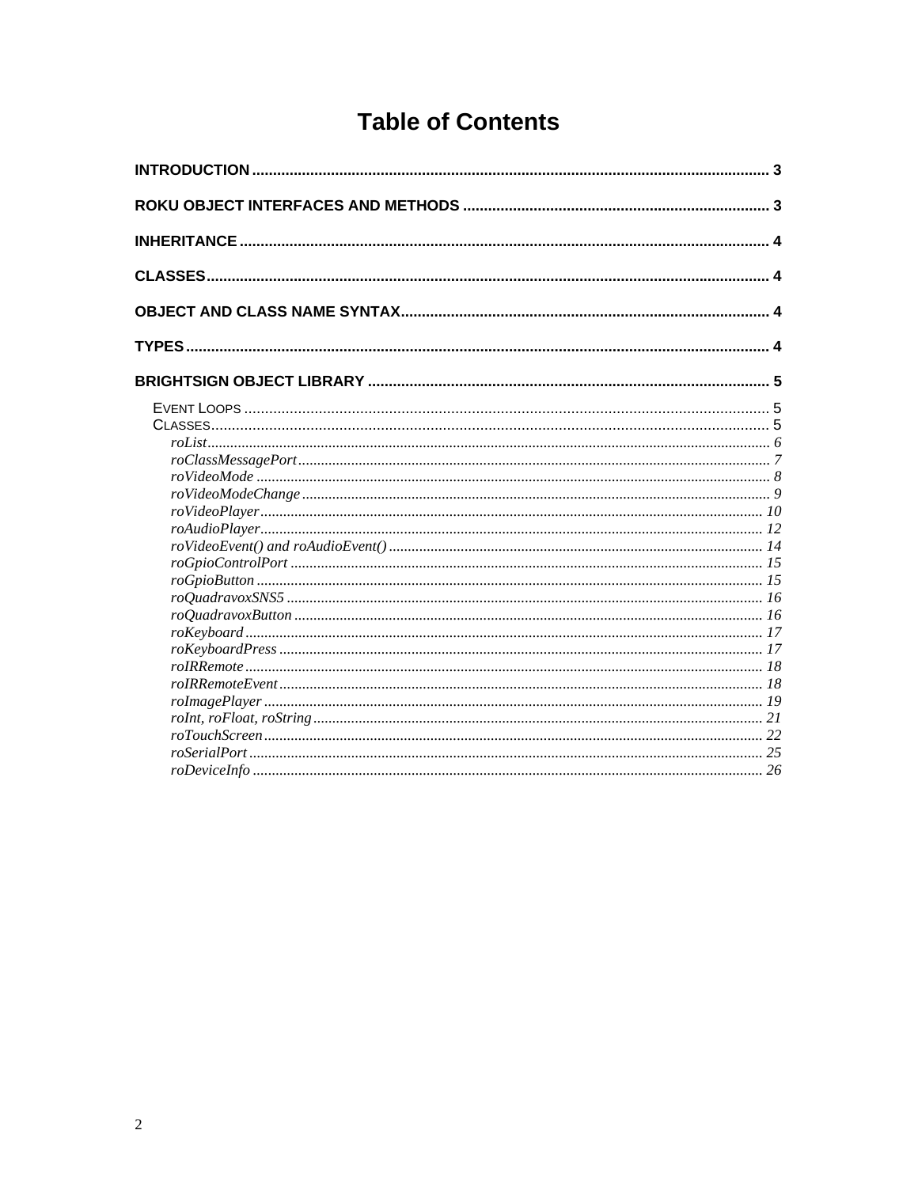# Table of Contents

**INTRODUCTION** .......... 3

**ROKU OBJECT INTERFACES AND METHODS** .......... 3

**INHERITANCE** .......... 4

**CLASSES** .......... 4

**OBJECT AND CLASS NAME SYNTAX** .......... 4

**TYPES** .......... 4

**BRIGHTSIGN OBJECT LIBRARY** .......... 5

- EVENT LOOPS .......... 5
- CLASSES .......... 5
  - *roList* .......... 6
  - *roClassMessagePort* .......... 7
  - *roVideoMode* .......... 8
  - *roVideoModeChange* .......... 9
  - *roVideoPlayer* .......... 10
  - *roAudioPlayer* .......... 12
  - *roVideoEvent() and roAudioEvent()* .......... 14
  - *roGpioControlPort* .......... 15
  - *roGpioButton* .......... 15
  - *roQuadravoxSNS5* .......... 16
  - *roQuadravoxButton* .......... 16
  - *roKeyboard* .......... 17
  - *roKeyboardPress* .......... 17
  - *roIRRemote* .......... 18
  - *roIRRemoteEvent* .......... 18
  - *roImagePlayer* .......... 19
  - *roInt, roFloat, roString* .......... 21
  - *roTouchScreen* .......... 22
  - *roSerialPort* .......... 25
  - *roDeviceInfo* .......... 26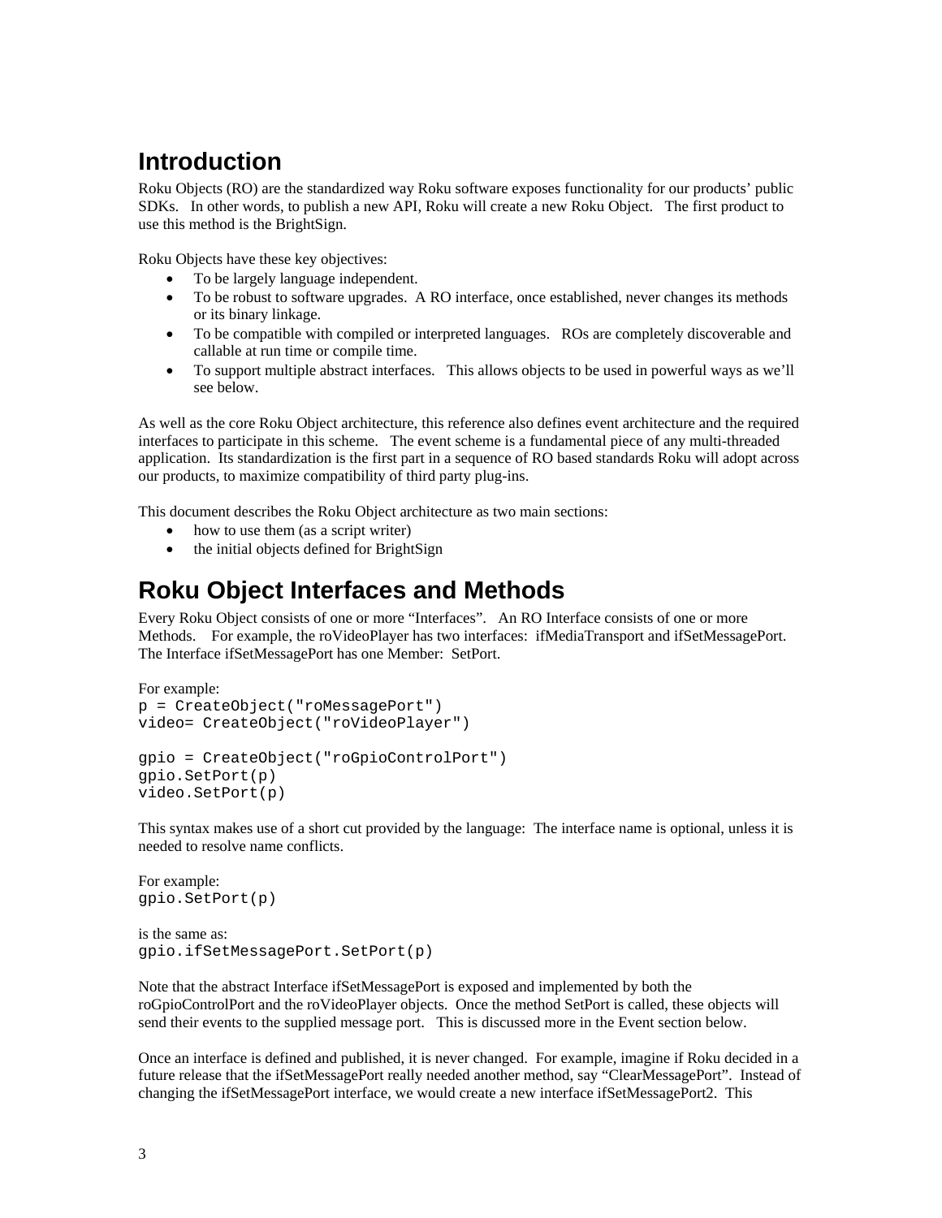# Introduction

Roku Objects (RO) are the standardized way Roku software exposes functionality for our products' public SDKs. In other words, to publish a new API, Roku will create a new Roku Object. The first product to use this method is the BrightSign.

Roku Objects have these key objectives:

- To be largely language independent.
- To be robust to software upgrades. A RO interface, once established, never changes its methods or its binary linkage.
- To be compatible with compiled or interpreted languages. ROs are completely discoverable and callable at run time or compile time.
- To support multiple abstract interfaces. This allows objects to be used in powerful ways as we'll see below.

As well as the core Roku Object architecture, this reference also defines event architecture and the required interfaces to participate in this scheme. The event scheme is a fundamental piece of any multi-threaded application. Its standardization is the first part in a sequence of RO based standards Roku will adopt across our products, to maximize compatibility of third party plug-ins.

This document describes the Roku Object architecture as two main sections:

- how to use them (as a script writer)
- the initial objects defined for BrightSign

# Roku Object Interfaces and Methods

Every Roku Object consists of one or more "Interfaces". An RO Interface consists of one or more Methods. For example, the roVideoPlayer has two interfaces: ifMediaTransport and ifSetMessagePort. The Interface ifSetMessagePort has one Member: SetPort.

For example:

```
p = CreateObject("roMessagePort")
video= CreateObject("roVideoPlayer")

gpio = CreateObject("roGpioControlPort")
gpio.SetPort(p)
video.SetPort(p)
```

This syntax makes use of a short cut provided by the language: The interface name is optional, unless it is needed to resolve name conflicts.

For example:

```
gpio.SetPort(p)
```

is the same as:

```
gpio.ifSetMessagePort.SetPort(p)
```

Note that the abstract Interface ifSetMessagePort is exposed and implemented by both the roGpioControlPort and the roVideoPlayer objects. Once the method SetPort is called, these objects will send their events to the supplied message port. This is discussed more in the Event section below.

Once an interface is defined and published, it is never changed. For example, imagine if Roku decided in a future release that the ifSetMessagePort really needed another method, say "ClearMessagePort". Instead of changing the ifSetMessagePort interface, we would create a new interface ifSetMessagePort2. This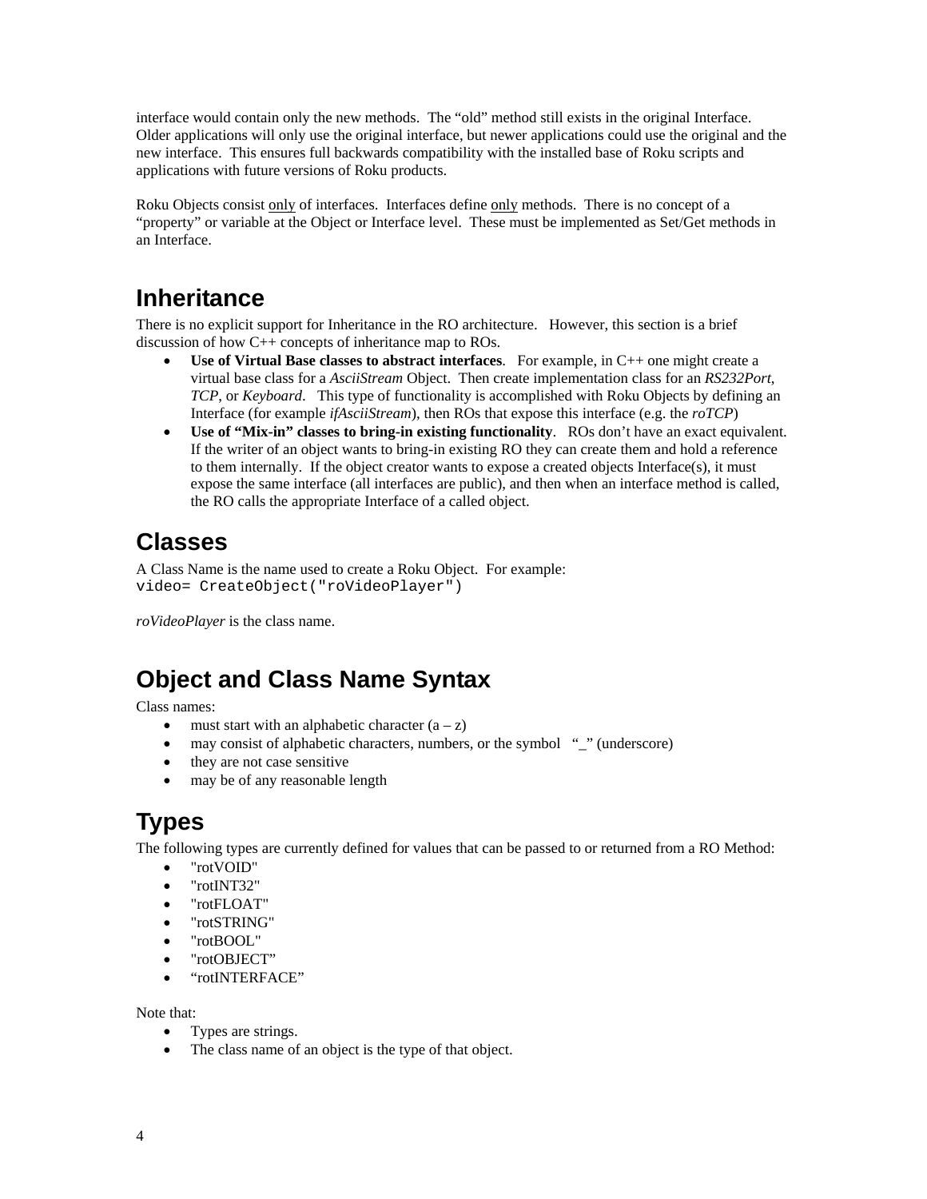interface would contain only the new methods. The "old" method still exists in the original Interface. Older applications will only use the original interface, but newer applications could use the original and the new interface. This ensures full backwards compatibility with the installed base of Roku scripts and applications with future versions of Roku products.

Roku Objects consist only of interfaces. Interfaces define only methods. There is no concept of a "property" or variable at the Object or Interface level. These must be implemented as Set/Get methods in an Interface.

## Inheritance

There is no explicit support for Inheritance in the RO architecture. However, this section is a brief discussion of how C++ concepts of inheritance map to ROs.

- **Use of Virtual Base classes to abstract interfaces**. For example, in C++ one might create a virtual base class for a *AsciiStream* Object. Then create implementation class for an *RS232Port*, *TCP*, or *Keyboard*. This type of functionality is accomplished with Roku Objects by defining an Interface (for example *ifAsciiStream*), then ROs that expose this interface (e.g. the *roTCP*)
- **Use of "Mix-in" classes to bring-in existing functionality**. ROs don't have an exact equivalent. If the writer of an object wants to bring-in existing RO they can create them and hold a reference to them internally. If the object creator wants to expose a created objects Interface(s), it must expose the same interface (all interfaces are public), and then when an interface method is called, the RO calls the appropriate Interface of a called object.

## Classes

A Class Name is the name used to create a Roku Object. For example:

```
video= CreateObject("roVideoPlayer")
```

*roVideoPlayer* is the class name.

## Object and Class Name Syntax

Class names:

- must start with an alphabetic character (a – z)
- may consist of alphabetic characters, numbers, or the symbol "_" (underscore)
- they are not case sensitive
- may be of any reasonable length

## Types

The following types are currently defined for values that can be passed to or returned from a RO Method:

- "rotVOID"
- "rotINT32"
- "rotFLOAT"
- "rotSTRING"
- "rotBOOL"
- "rotOBJECT"
- "rotINTERFACE"

Note that:

- Types are strings.
- The class name of an object is the type of that object.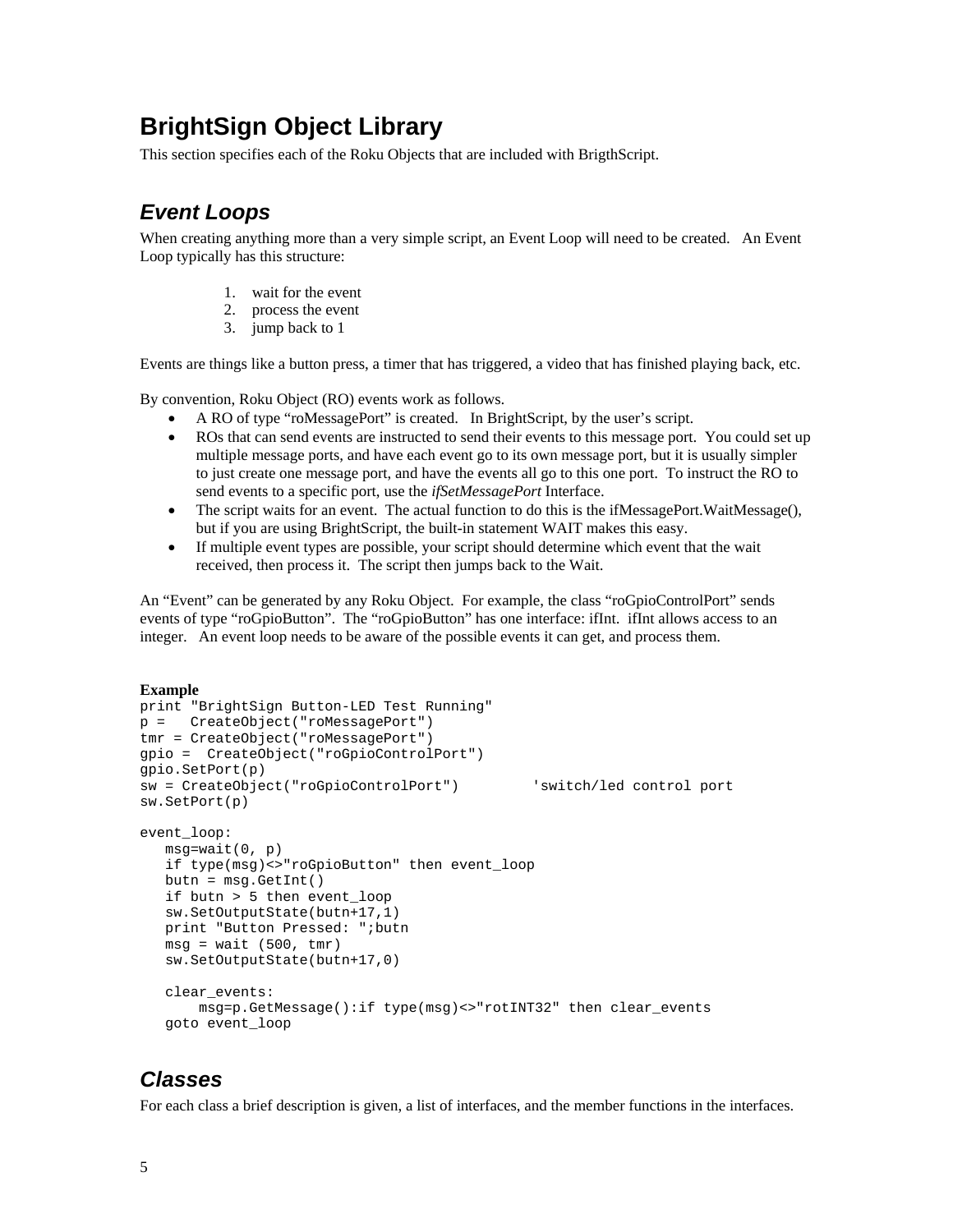# BrightSign Object Library

This section specifies each of the Roku Objects that are included with BrigthScript.

## *Event Loops*

When creating anything more than a very simple script, an Event Loop will need to be created. An Event Loop typically has this structure:

1. wait for the event
2. process the event
3. jump back to 1

Events are things like a button press, a timer that has triggered, a video that has finished playing back, etc.

By convention, Roku Object (RO) events work as follows.

- A RO of type "roMessagePort" is created. In BrightScript, by the user's script.
- ROs that can send events are instructed to send their events to this message port. You could set up multiple message ports, and have each event go to its own message port, but it is usually simpler to just create one message port, and have the events all go to this one port. To instruct the RO to send events to a specific port, use the *ifSetMessagePort* Interface.
- The script waits for an event. The actual function to do this is the ifMessagePort.WaitMessage(), but if you are using BrightScript, the built-in statement WAIT makes this easy.
- If multiple event types are possible, your script should determine which event that the wait received, then process it. The script then jumps back to the Wait.

An "Event" can be generated by any Roku Object. For example, the class "roGpioControlPort" sends events of type "roGpioButton". The "roGpioButton" has one interface: ifInt. ifInt allows access to an integer. An event loop needs to be aware of the possible events it can get, and process them.

**Example**

```
print "BrightSign Button-LED Test Running"
p =   CreateObject("roMessagePort")
tmr = CreateObject("roMessagePort")
gpio =  CreateObject("roGpioControlPort")
gpio.SetPort(p)
sw = CreateObject("roGpioControlPort")         'switch/led control port
sw.SetPort(p)

event_loop:
   msg=wait(0, p)
   if type(msg)<>"roGpioButton" then event_loop
   butn = msg.GetInt()
   if butn > 5 then event_loop
   sw.SetOutputState(butn+17,1)
   print "Button Pressed: ";butn
   msg = wait (500, tmr)
   sw.SetOutputState(butn+17,0)

   clear_events:
       msg=p.GetMessage():if type(msg)<>"rotINT32" then clear_events
   goto event_loop
```

## *Classes*

For each class a brief description is given, a list of interfaces, and the member functions in the interfaces.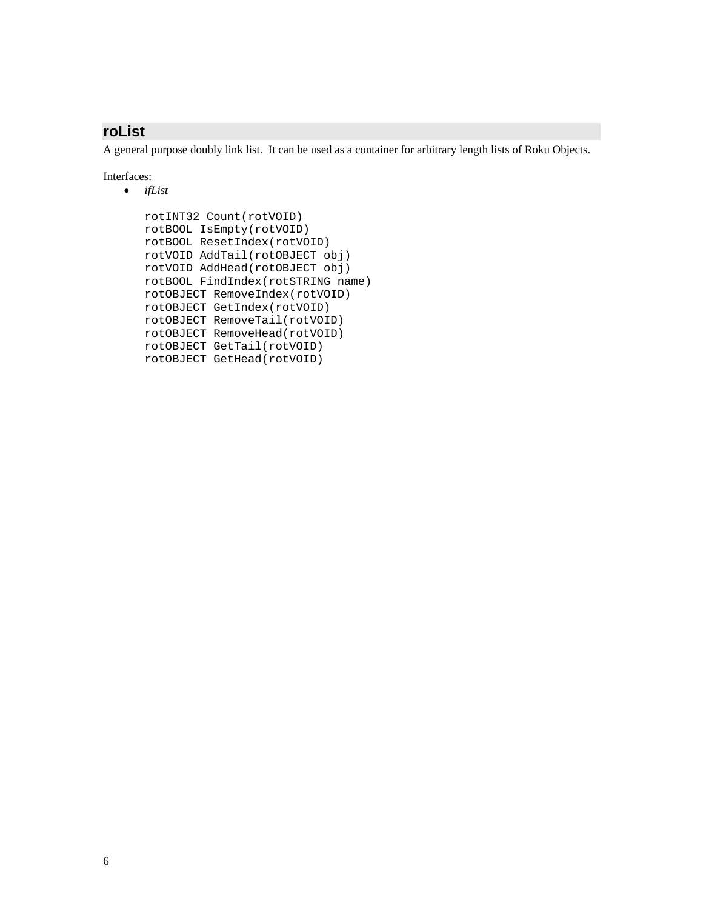## roList

A general purpose doubly link list.  It can be used as a container for arbitrary length lists of Roku Objects.

Interfaces:

- *ifList*

```
rotINT32 Count(rotVOID)
rotBOOL IsEmpty(rotVOID)
rotBOOL ResetIndex(rotVOID)
rotVOID AddTail(rotOBJECT obj)
rotVOID AddHead(rotOBJECT obj)
rotBOOL FindIndex(rotSTRING name)
rotOBJECT RemoveIndex(rotVOID)
rotOBJECT GetIndex(rotVOID)
rotOBJECT RemoveTail(rotVOID)
rotOBJECT RemoveHead(rotVOID)
rotOBJECT GetTail(rotVOID)
rotOBJECT GetHead(rotVOID)
```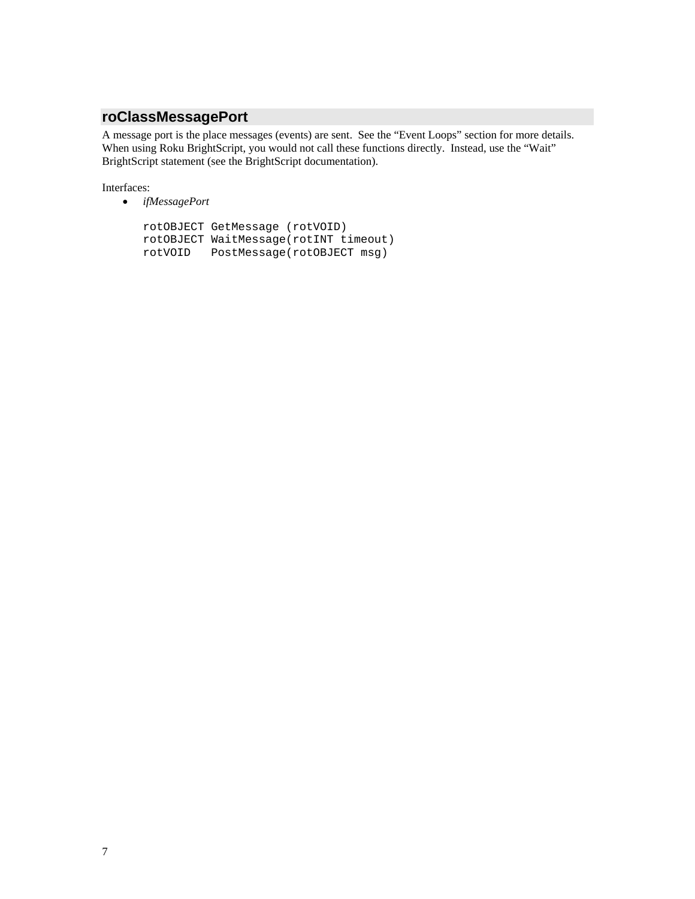## roClassMessagePort

A message port is the place messages (events) are sent. See the "Event Loops" section for more details. When using Roku BrightScript, you would not call these functions directly. Instead, use the "Wait" BrightScript statement (see the BrightScript documentation).

Interfaces:

- *ifMessagePort*

```
rotOBJECT GetMessage (rotVOID)
rotOBJECT WaitMessage(rotINT timeout)
rotVOID   PostMessage(rotOBJECT msg)
```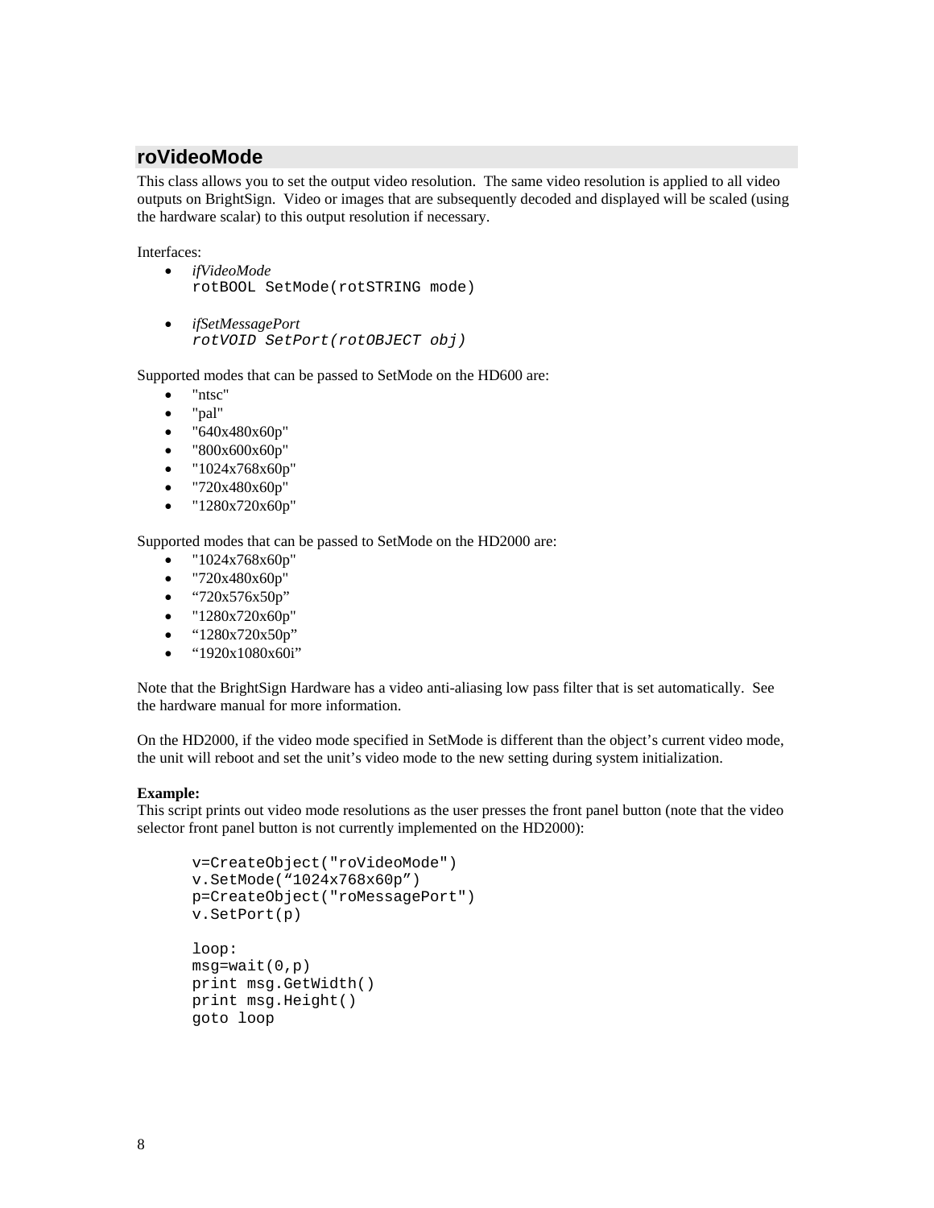## roVideoMode

This class allows you to set the output video resolution. The same video resolution is applied to all video outputs on BrightSign. Video or images that are subsequently decoded and displayed will be scaled (using the hardware scalar) to this output resolution if necessary.

Interfaces:

- *ifVideoMode*
  `rotBOOL SetMode(rotSTRING mode)`

- *ifSetMessagePort*
  *`rotVOID SetPort(rotOBJECT obj)`*

Supported modes that can be passed to SetMode on the HD600 are:

- "ntsc"
- "pal"
- "640x480x60p"
- "800x600x60p"
- "1024x768x60p"
- "720x480x60p"
- "1280x720x60p"

Supported modes that can be passed to SetMode on the HD2000 are:

- "1024x768x60p"
- "720x480x60p"
- "720x576x50p"
- "1280x720x60p"
- "1280x720x50p"
- "1920x1080x60i"

Note that the BrightSign Hardware has a video anti-aliasing low pass filter that is set automatically. See the hardware manual for more information.

On the HD2000, if the video mode specified in SetMode is different than the object's current video mode, the unit will reboot and set the unit's video mode to the new setting during system initialization.

**Example:**
This script prints out video mode resolutions as the user presses the front panel button (note that the video selector front panel button is not currently implemented on the HD2000):

```
v=CreateObject("roVideoMode")
v.SetMode("1024x768x60p")
p=CreateObject("roMessagePort")
v.SetPort(p)

loop:
msg=wait(0,p)
print msg.GetWidth()
print msg.Height()
goto loop
```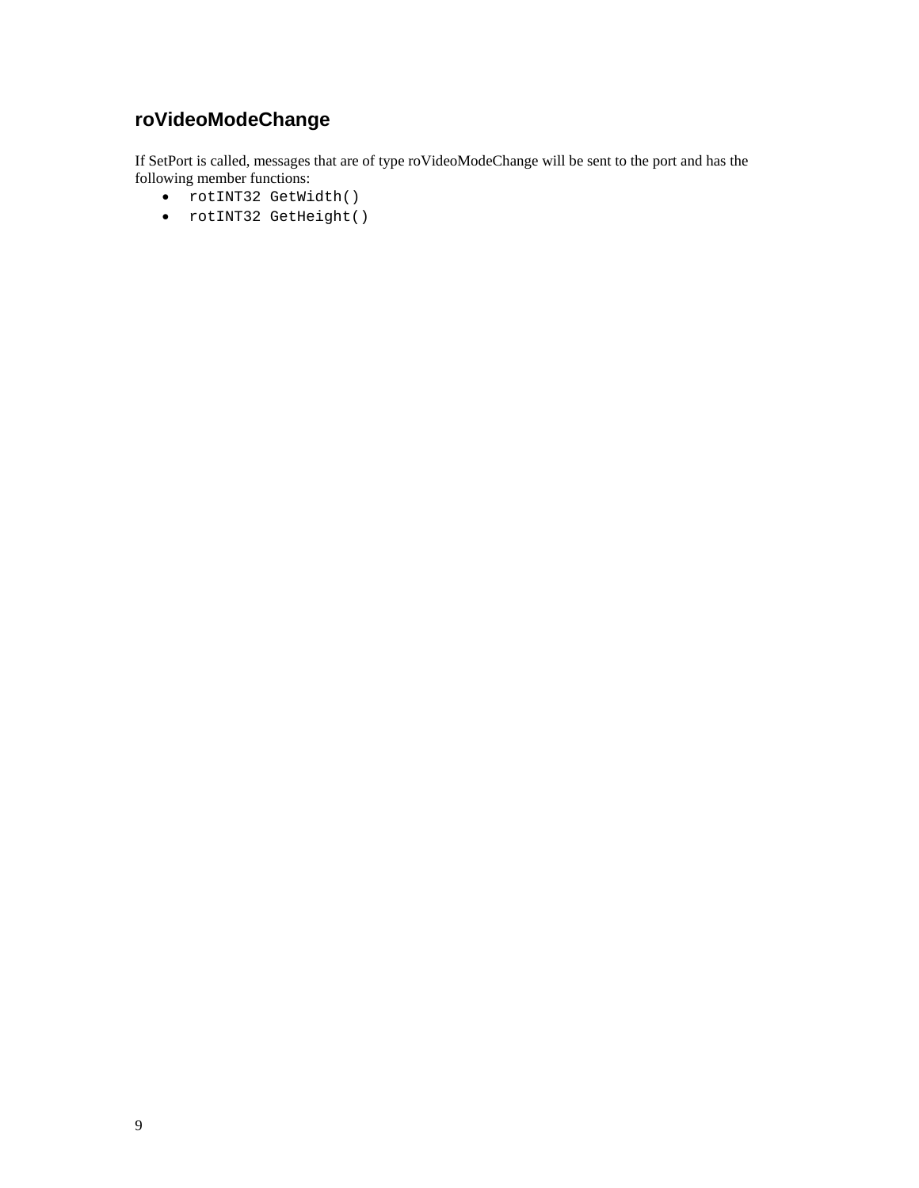## roVideoModeChange

If SetPort is called, messages that are of type roVideoModeChange will be sent to the port and has the following member functions:

- `rotINT32 GetWidth()`
- `rotINT32 GetHeight()`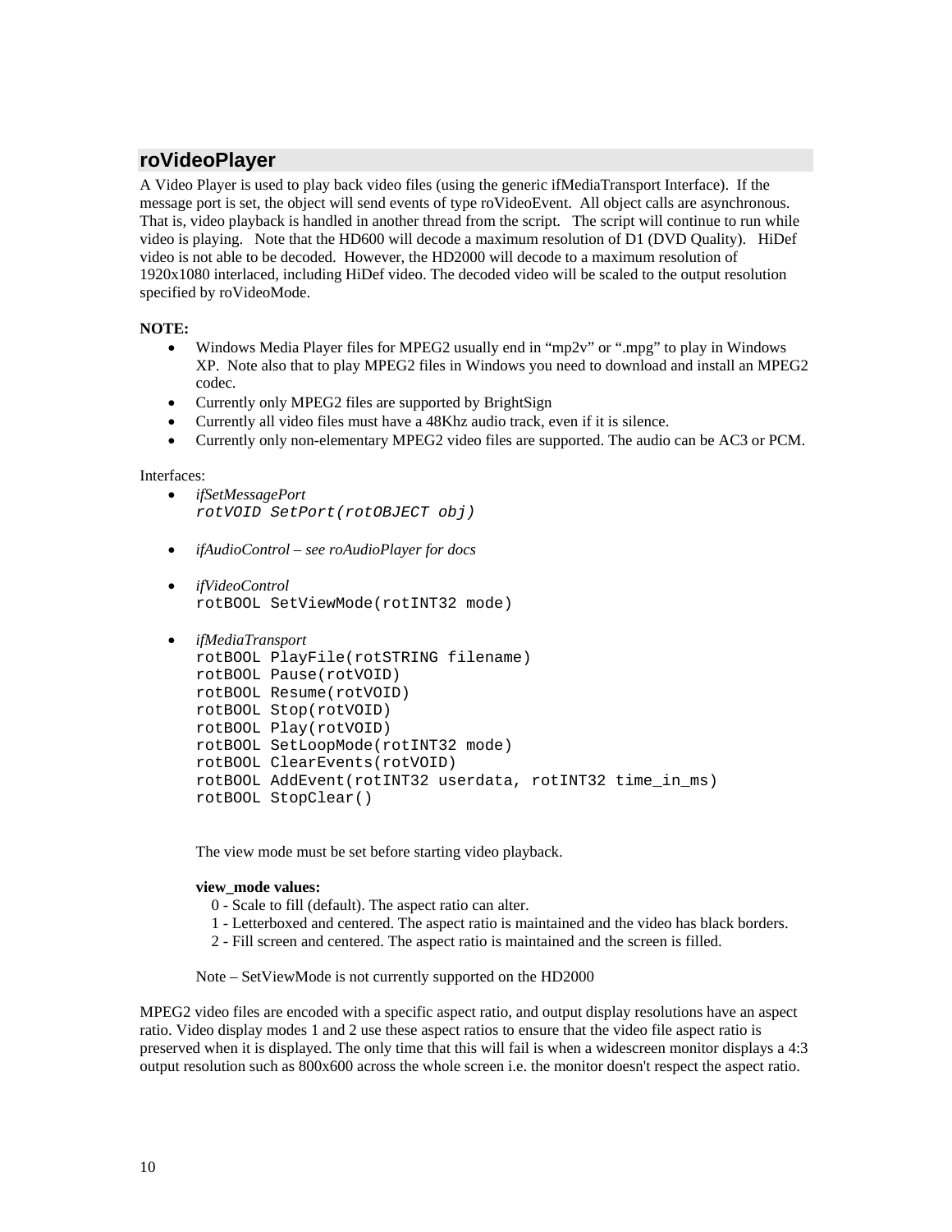## roVideoPlayer

A Video Player is used to play back video files (using the generic ifMediaTransport Interface). If the message port is set, the object will send events of type roVideoEvent. All object calls are asynchronous. That is, video playback is handled in another thread from the script. The script will continue to run while video is playing. Note that the HD600 will decode a maximum resolution of D1 (DVD Quality). HiDef video is not able to be decoded. However, the HD2000 will decode to a maximum resolution of 1920x1080 interlaced, including HiDef video. The decoded video will be scaled to the output resolution specified by roVideoMode.

**NOTE:**

- Windows Media Player files for MPEG2 usually end in "mp2v" or ".mpg" to play in Windows XP. Note also that to play MPEG2 files in Windows you need to download and install an MPEG2 codec.
- Currently only MPEG2 files are supported by BrightSign
- Currently all video files must have a 48Khz audio track, even if it is silence.
- Currently only non-elementary MPEG2 video files are supported. The audio can be AC3 or PCM.

Interfaces:

- *ifSetMessagePort*
  `rotVOID SetPort(rotOBJECT obj)`

- *ifAudioControl – see roAudioPlayer for docs*

- *ifVideoControl*
  `rotBOOL SetViewMode(rotINT32 mode)`

- *ifMediaTransport*
  ```
  rotBOOL PlayFile(rotSTRING filename)
  rotBOOL Pause(rotVOID)
  rotBOOL Resume(rotVOID)
  rotBOOL Stop(rotVOID)
  rotBOOL Play(rotVOID)
  rotBOOL SetLoopMode(rotINT32 mode)
  rotBOOL ClearEvents(rotVOID)
  rotBOOL AddEvent(rotINT32 userdata, rotINT32 time_in_ms)
  rotBOOL StopClear()
  ```

  The view mode must be set before starting video playback.

  **view_mode values:**

  0 - Scale to fill (default). The aspect ratio can alter.
  1 - Letterboxed and centered. The aspect ratio is maintained and the video has black borders.
  2 - Fill screen and centered. The aspect ratio is maintained and the screen is filled.

  Note – SetViewMode is not currently supported on the HD2000

MPEG2 video files are encoded with a specific aspect ratio, and output display resolutions have an aspect ratio. Video display modes 1 and 2 use these aspect ratios to ensure that the video file aspect ratio is preserved when it is displayed. The only time that this will fail is when a widescreen monitor displays a 4:3 output resolution such as 800x600 across the whole screen i.e. the monitor doesn't respect the aspect ratio.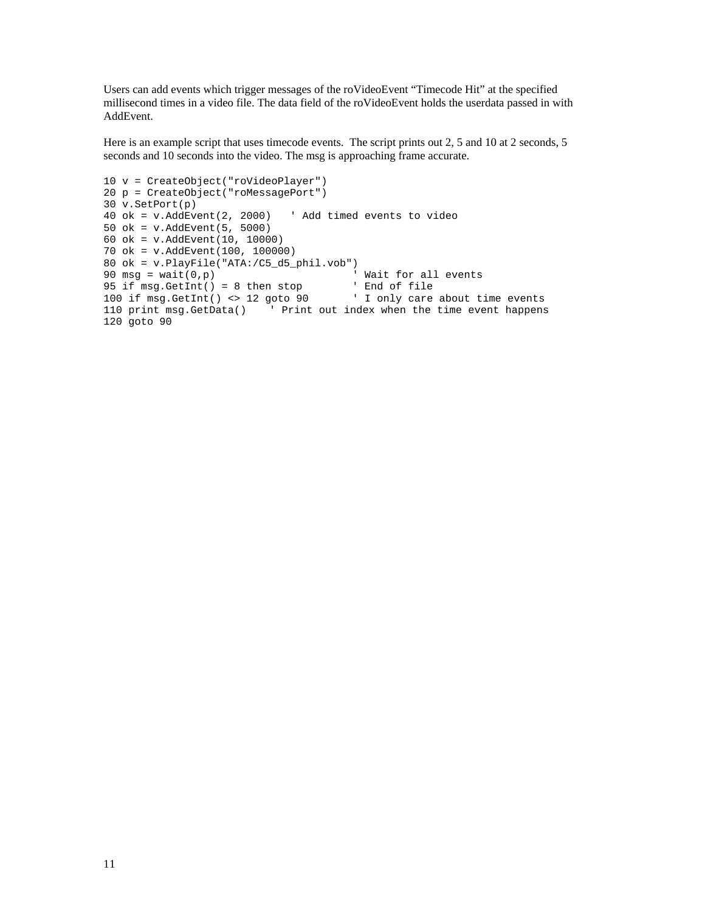Users can add events which trigger messages of the roVideoEvent “Timecode Hit” at the specified millisecond times in a video file. The data field of the roVideoEvent holds the userdata passed in with AddEvent.

Here is an example script that uses timecode events.  The script prints out 2, 5 and 10 at 2 seconds, 5 seconds and 10 seconds into the video. The msg is approaching frame accurate.

```
10 v = CreateObject("roVideoPlayer")
20 p = CreateObject("roMessagePort")
30 v.SetPort(p)
40 ok = v.AddEvent(2, 2000)   ' Add timed events to video
50 ok = v.AddEvent(5, 5000)
60 ok = v.AddEvent(10, 10000)
70 ok = v.AddEvent(100, 100000)
80 ok = v.PlayFile("ATA:/C5_d5_phil.vob")
90 msg = wait(0,p)                      ' Wait for all events
95 if msg.GetInt() = 8 then stop        ' End of file
100 if msg.GetInt() <> 12 goto 90       ' I only care about time events
110 print msg.GetData()    ' Print out index when the time event happens
120 goto 90
```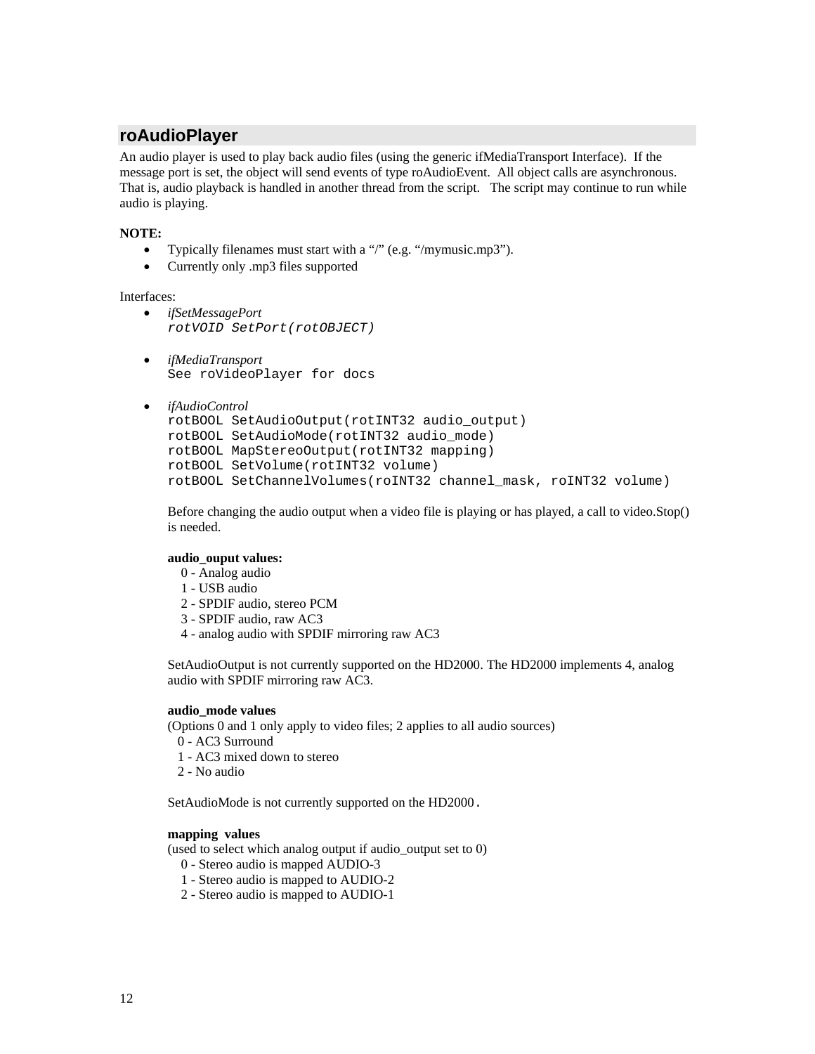## roAudioPlayer

An audio player is used to play back audio files (using the generic ifMediaTransport Interface). If the message port is set, the object will send events of type roAudioEvent. All object calls are asynchronous. That is, audio playback is handled in another thread from the script. The script may continue to run while audio is playing.

**NOTE:**

- Typically filenames must start with a "/" (e.g. "/mymusic.mp3").
- Currently only .mp3 files supported

Interfaces:

- *ifSetMessagePort*
  ```
  rotVOID SetPort(rotOBJECT)
  ```

- *ifMediaTransport*
  ```
  See roVideoPlayer for docs
  ```

- *ifAudioControl*
  ```
  rotBOOL SetAudioOutput(rotINT32 audio_output)
  rotBOOL SetAudioMode(rotINT32 audio_mode)
  rotBOOL MapStereoOutput(rotINT32 mapping)
  rotBOOL SetVolume(rotINT32 volume)
  rotBOOL SetChannelVolumes(roINT32 channel_mask, roINT32 volume)
  ```

  Before changing the audio output when a video file is playing or has played, a call to video.Stop() is needed.

  **audio_ouput values:**
  0 - Analog audio
  1 - USB audio
  2 - SPDIF audio, stereo PCM
  3 - SPDIF audio, raw AC3
  4 - analog audio with SPDIF mirroring raw AC3

  SetAudioOutput is not currently supported on the HD2000. The HD2000 implements 4, analog audio with SPDIF mirroring raw AC3.

  **audio_mode values**
  (Options 0 and 1 only apply to video files; 2 applies to all audio sources)
  0 - AC3 Surround
  1 - AC3 mixed down to stereo
  2 - No audio

  SetAudioMode is not currently supported on the HD2000.

  **mapping values**
  (used to select which analog output if audio_output set to 0)
  0 - Stereo audio is mapped AUDIO-3
  1 - Stereo audio is mapped to AUDIO-2
  2 - Stereo audio is mapped to AUDIO-1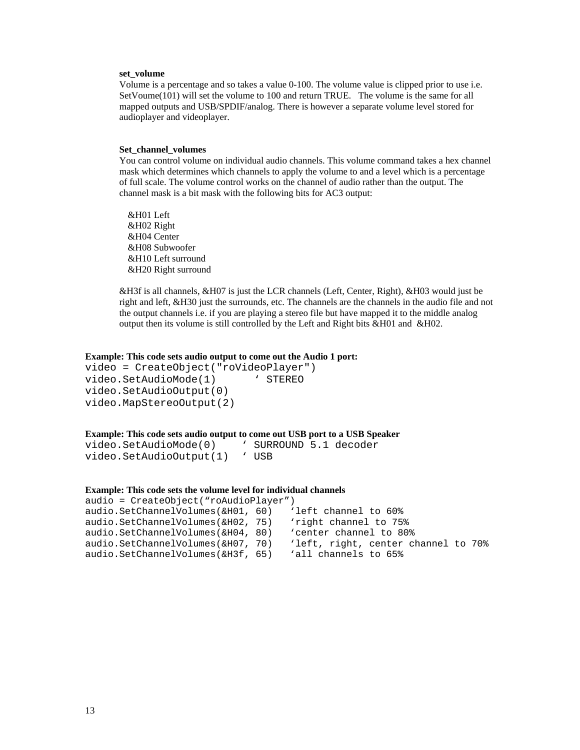**set_volume**

Volume is a percentage and so takes a value 0-100. The volume value is clipped prior to use i.e. SetVoume(101) will set the volume to 100 and return TRUE. The volume is the same for all mapped outputs and USB/SPDIF/analog. There is however a separate volume level stored for audioplayer and videoplayer.

**Set_channel_volumes**

You can control volume on individual audio channels. This volume command takes a hex channel mask which determines which channels to apply the volume to and a level which is a percentage of full scale. The volume control works on the channel of audio rather than the output. The channel mask is a bit mask with the following bits for AC3 output:

&H01 Left
&H02 Right
&H04 Center
&H08 Subwoofer
&H10 Left surround
&H20 Right surround

&H3f is all channels, &H07 is just the LCR channels (Left, Center, Right), &H03 would just be right and left, &H30 just the surrounds, etc. The channels are the channels in the audio file and not the output channels i.e. if you are playing a stereo file but have mapped it to the middle analog output then its volume is still controlled by the Left and Right bits &H01 and &H02.

**Example: This code sets audio output to come out the Audio 1 port:**

```
video = CreateObject("roVideoPlayer")
video.SetAudioMode(1)       ' STEREO
video.SetAudioOutput(0)
video.MapStereoOutput(2)
```

**Example: This code sets audio output to come out USB port to a USB Speaker**

```
video.SetAudioMode(0)     ' SURROUND 5.1 decoder
video.SetAudioOutput(1)  ' USB
```

**Example: This code sets the volume level for individual channels**

```
audio = CreateObject("roAudioPlayer")
audio.SetChannelVolumes(&H01, 60)   'left channel to 60%
audio.SetChannelVolumes(&H02, 75)   'right channel to 75%
audio.SetChannelVolumes(&H04, 80)   'center channel to 80%
audio.SetChannelVolumes(&H07, 70)   'left, right, center channel to 70%
audio.SetChannelVolumes(&H3f, 65)   'all channels to 65%
```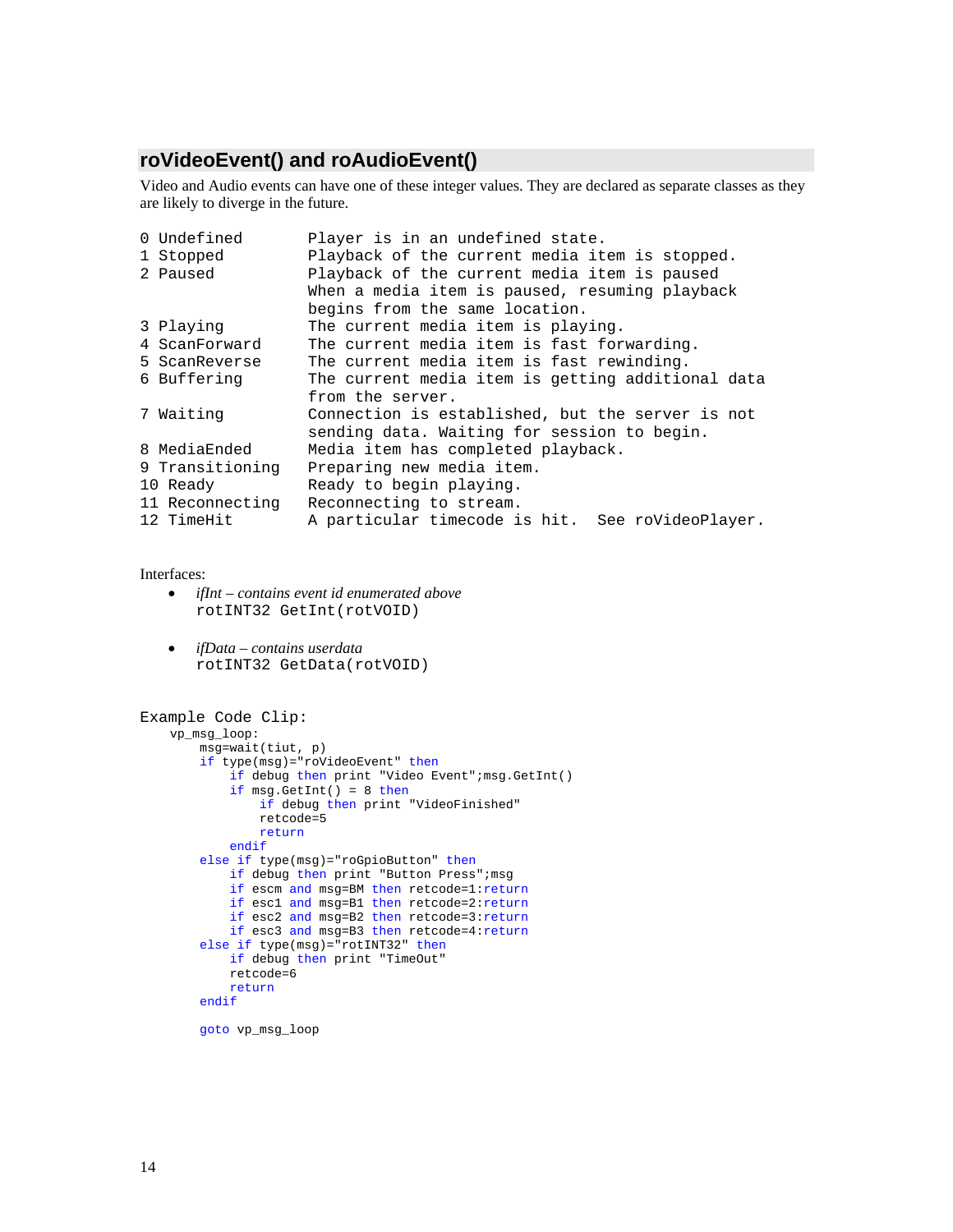## roVideoEvent() and roAudioEvent()

Video and Audio events can have one of these integer values. They are declared as separate classes as they are likely to diverge in the future.

```
0 Undefined        Player is in an undefined state.
1 Stopped          Playback of the current media item is stopped.
2 Paused           Playback of the current media item is paused
                   When a media item is paused, resuming playback
                   begins from the same location.
3 Playing          The current media item is playing.
4 ScanForward      The current media item is fast forwarding.
5 ScanReverse      The current media item is fast rewinding.
6 Buffering        The current media item is getting additional data
                   from the server.
7 Waiting          Connection is established, but the server is not
                   sending data. Waiting for session to begin.
8 MediaEnded       Media item has completed playback.
9 Transitioning    Preparing new media item.
10 Ready           Ready to begin playing.
11 Reconnecting    Reconnecting to stream.
12 TimeHit         A particular timecode is hit.  See roVideoPlayer.
```

Interfaces:

- *ifInt – contains event id enumerated above*
  `rotINT32 GetInt(rotVOID)`

- *ifData – contains userdata*
  `rotINT32 GetData(rotVOID)`

Example Code Clip:

```
vp_msg_loop:
    msg=wait(tiut, p)
    if type(msg)="roVideoEvent" then
        if debug then print "Video Event";msg.GetInt()
        if msg.GetInt() = 8 then
            if debug then print "VideoFinished"
            retcode=5
            return
        endif
    else if type(msg)="roGpioButton" then
        if debug then print "Button Press";msg
        if escm and msg=BM then retcode=1:return
        if esc1 and msg=B1 then retcode=2:return
        if esc2 and msg=B2 then retcode=3:return
        if esc3 and msg=B3 then retcode=4:return
    else if type(msg)="rotINT32" then
        if debug then print "TimeOut"
        retcode=6
        return
    endif

    goto vp_msg_loop
```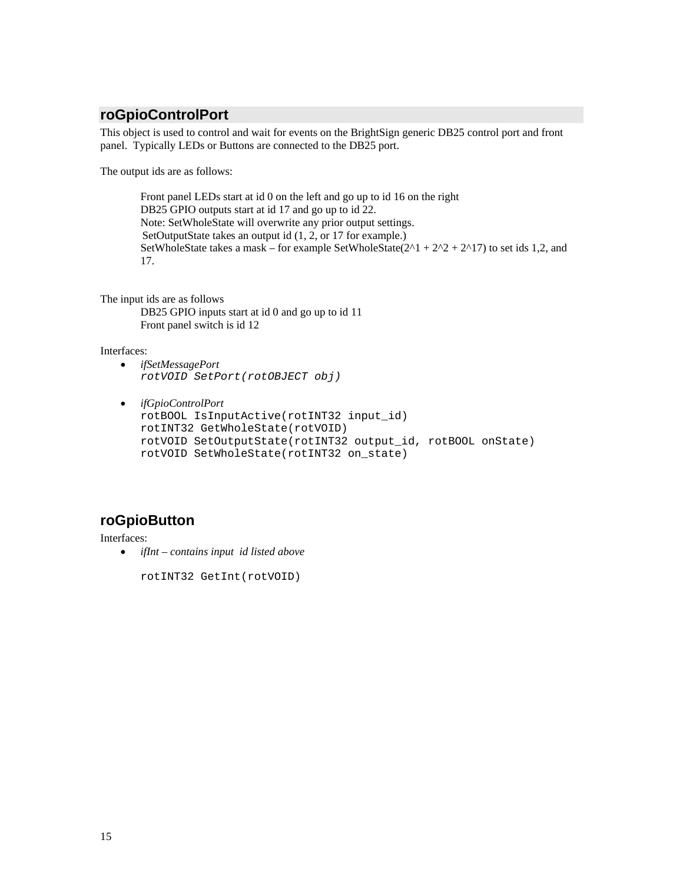## roGpioControlPort

This object is used to control and wait for events on the BrightSign generic DB25 control port and front panel. Typically LEDs or Buttons are connected to the DB25 port.

The output ids are as follows:

> Front panel LEDs start at id 0 on the left and go up to id 16 on the right
> DB25 GPIO outputs start at id 17 and go up to id 22.
> Note: SetWholeState will overwrite any prior output settings.
> SetOutputState takes an output id (1, 2, or 17 for example.)
> SetWholeState takes a mask – for example SetWholeState(2^1 + 2^2 + 2^17) to set ids 1,2, and 17.

The input ids are as follows

> DB25 GPIO inputs start at id 0 and go up to id 11
> Front panel switch is id 12

Interfaces:

- *ifSetMessagePort*
  *rotVOID SetPort(rotOBJECT obj)*

- *ifGpioControlPort*
  ```
  rotBOOL IsInputActive(rotINT32 input_id)
  rotINT32 GetWholeState(rotVOID)
  rotVOID SetOutputState(rotINT32 output_id, rotBOOL onState)
  rotVOID SetWholeState(rotINT32 on_state)
  ```

## roGpioButton

Interfaces:

- *ifInt – contains input id listed above*

  ```
  rotINT32 GetInt(rotVOID)
  ```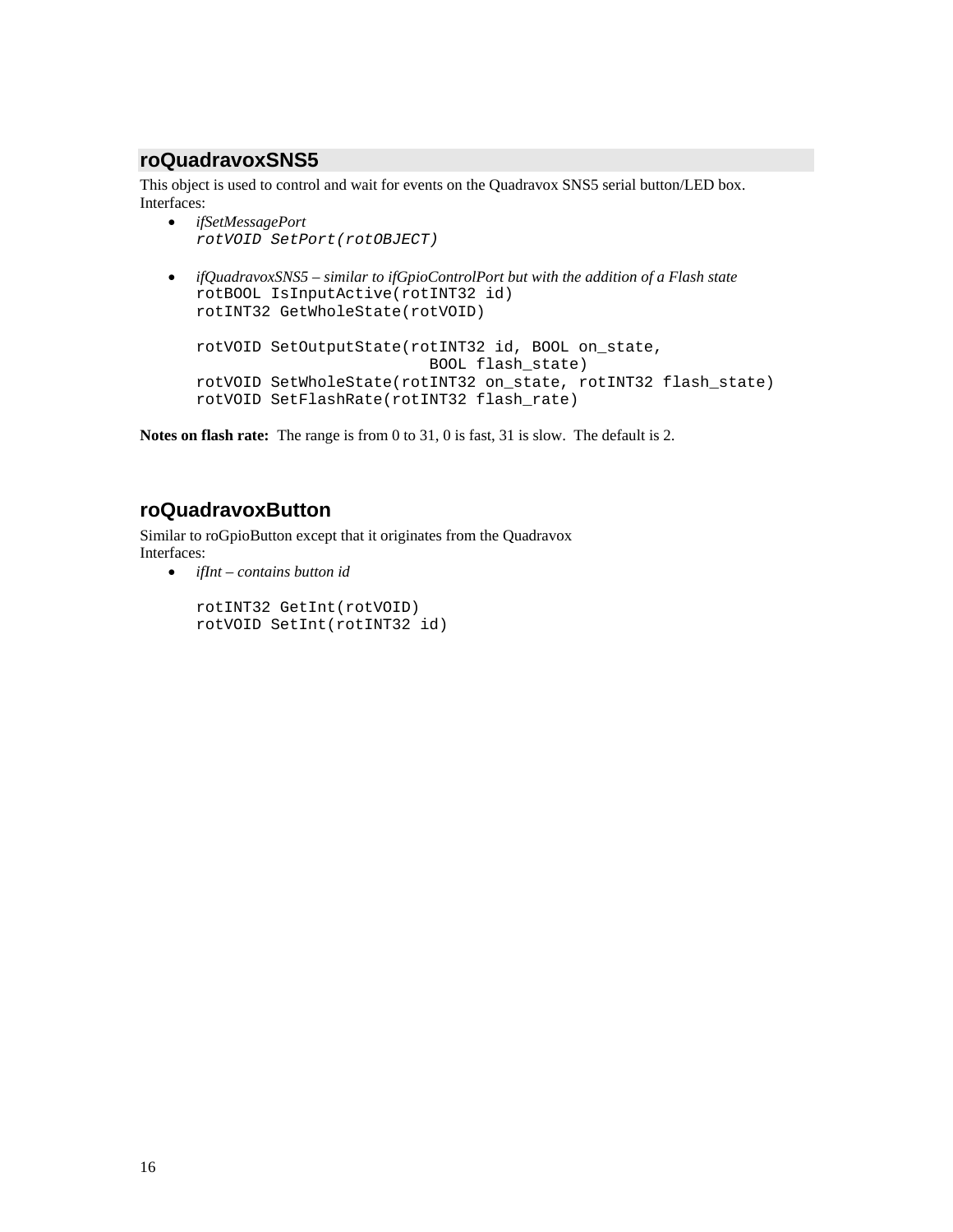## roQuadravoxSNS5

This object is used to control and wait for events on the Quadravox SNS5 serial button/LED box.
Interfaces:

- *ifSetMessagePort*
  ```
  rotVOID SetPort(rotOBJECT)
  ```

- *ifQuadravoxSNS5 – similar to ifGpioControlPort but with the addition of a Flash state*
  ```
  rotBOOL IsInputActive(rotINT32 id)
  rotINT32 GetWholeState(rotVOID)

  rotVOID SetOutputState(rotINT32 id, BOOL on_state,
                            BOOL flash_state)
  rotVOID SetWholeState(rotINT32 on_state, rotINT32 flash_state)
  rotVOID SetFlashRate(rotINT32 flash_rate)
  ```

**Notes on flash rate:** The range is from 0 to 31, 0 is fast, 31 is slow. The default is 2.

## roQuadravoxButton

Similar to roGpioButton except that it originates from the Quadravox
Interfaces:

- *ifInt – contains button id*

  ```
  rotINT32 GetInt(rotVOID)
  rotVOID SetInt(rotINT32 id)
  ```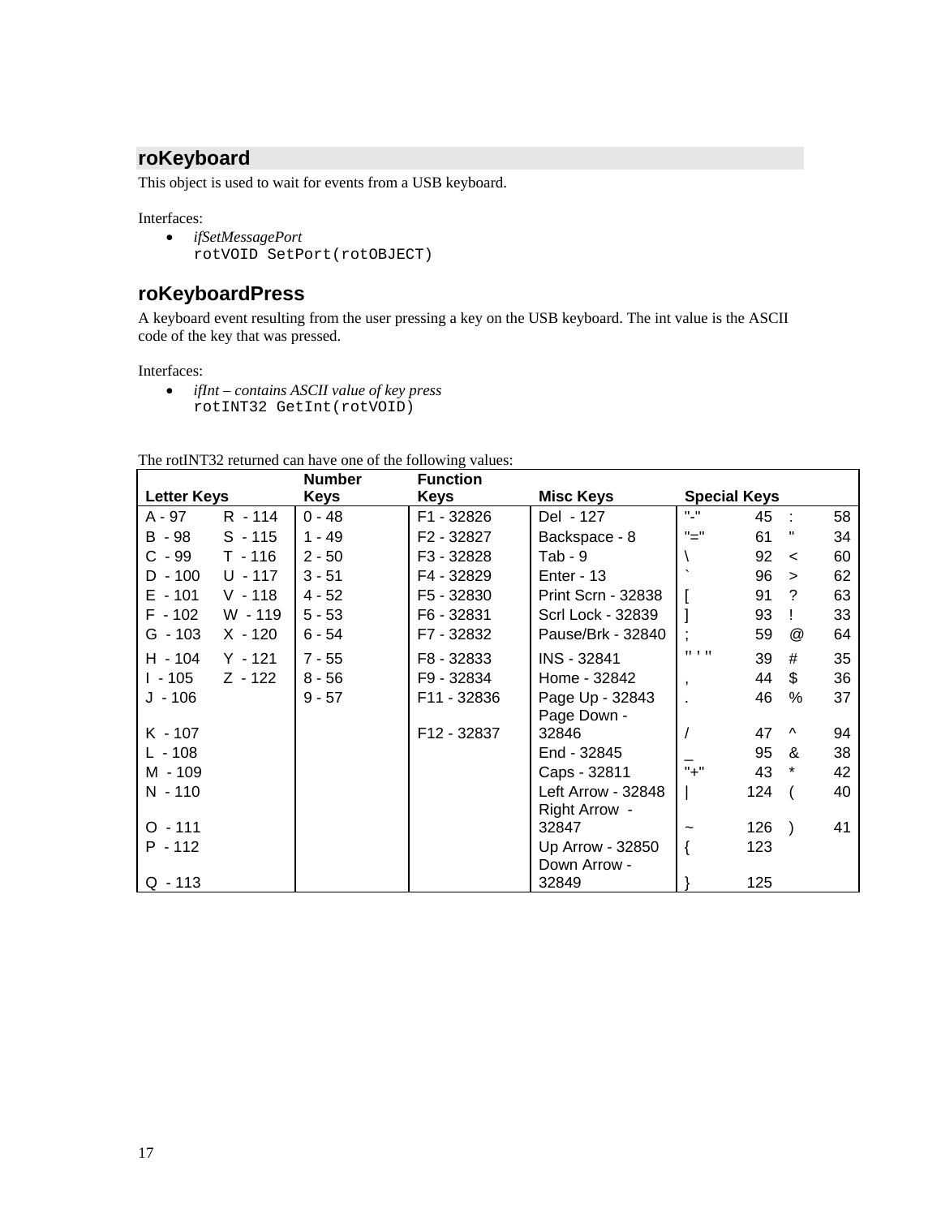## roKeyboard

This object is used to wait for events from a USB keyboard.

Interfaces:

- *ifSetMessagePort*
  `rotVOID SetPort(rotOBJECT)`

## roKeyboardPress

A keyboard event resulting from the user pressing a key on the USB keyboard. The int value is the ASCII code of the key that was pressed.

Interfaces:

- *ifInt – contains ASCII value of key press*
  `rotINT32 GetInt(rotVOID)`

The rotINT32 returned can have one of the following values:

| Letter Keys | | Number Keys | Function Keys | Misc Keys | Special Keys | | | |
|---|---|---|---|---|---|---|---|---|
| A - 97 | R - 114 | 0 - 48 | F1 - 32826 | Del - 127 | "-" | 45 | : | 58 |
| B - 98 | S - 115 | 1 - 49 | F2 - 32827 | Backspace - 8 | "=" | 61 | " | 34 |
| C - 99 | T - 116 | 2 - 50 | F3 - 32828 | Tab - 9 | \ | 92 | < | 60 |
| D - 100 | U - 117 | 3 - 51 | F4 - 32829 | Enter - 13 | ` | 96 | > | 62 |
| E - 101 | V - 118 | 4 - 52 | F5 - 32830 | Print Scrn - 32838 | [ | 91 | ? | 63 |
| F - 102 | W - 119 | 5 - 53 | F6 - 32831 | Scrl Lock - 32839 | ] | 93 | ! | 33 |
| G - 103 | X - 120 | 6 - 54 | F7 - 32832 | Pause/Brk - 32840 | ; | 59 | @ | 64 |
| H - 104 | Y - 121 | 7 - 55 | F8 - 32833 | INS - 32841 | " ' " | 39 | # | 35 |
| I - 105 | Z - 122 | 8 - 56 | F9 - 32834 | Home - 32842 | , | 44 | $ | 36 |
| J - 106 | | 9 - 57 | F11 - 32836 | Page Up - 32843 | . | 46 | % | 37 |
| K - 107 | | | F12 - 32837 | Page Down - 32846 | / | 47 | ^ | 94 |
| L - 108 | | | | End - 32845 | _ | 95 | & | 38 |
| M - 109 | | | | Caps - 32811 | "+" | 43 | * | 42 |
| N - 110 | | | | Left Arrow - 32848 | \| | 124 | ( | 40 |
| O - 111 | | | | Right Arrow - 32847 | ~ | 126 | ) | 41 |
| P - 112 | | | | Up Arrow - 32850 | { | 123 | | |
| Q - 113 | | | | Down Arrow - 32849 | } | 125 | | |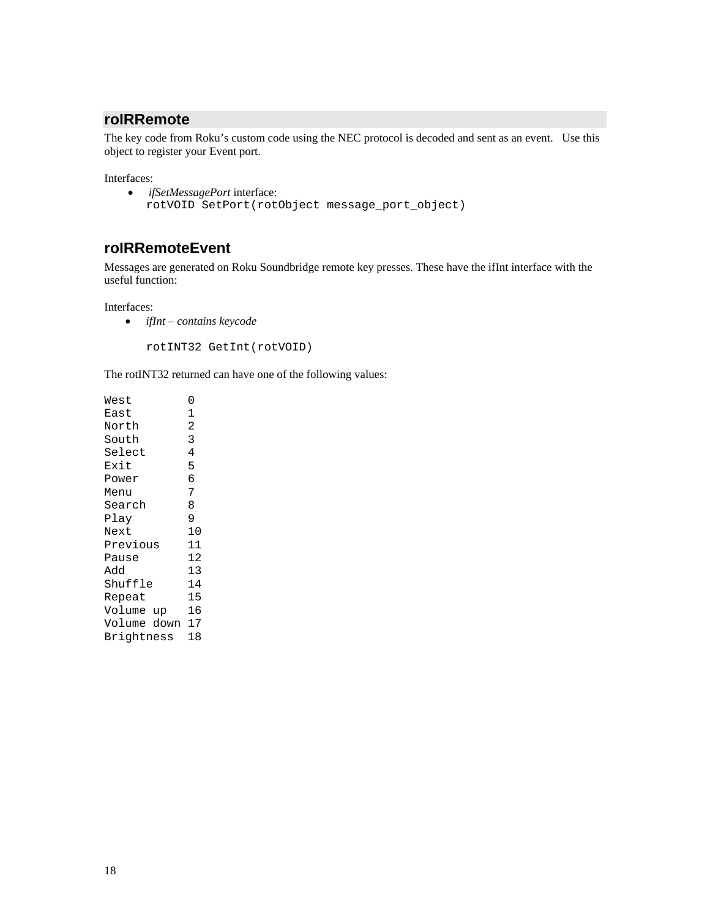## roIRRemote

The key code from Roku's custom code using the NEC protocol is decoded and sent as an event.  Use this object to register your Event port.

Interfaces:

- *ifSetMessagePort* interface:
```
rotVOID SetPort(rotObject message_port_object)
```

## roIRRemoteEvent

Messages are generated on Roku Soundbridge remote key presses. These have the ifInt interface with the useful function:

Interfaces:

- *ifInt – contains keycode*

```
rotINT32 GetInt(rotVOID)
```

The rotINT32 returned can have one of the following values:

```
West        0
East        1
North       2
South       3
Select      4
Exit        5
Power       6
Menu        7
Search      8
Play        9
Next        10
Previous    11
Pause       12
Add         13
Shuffle     14
Repeat      15
Volume up   16
Volume down 17
Brightness  18
```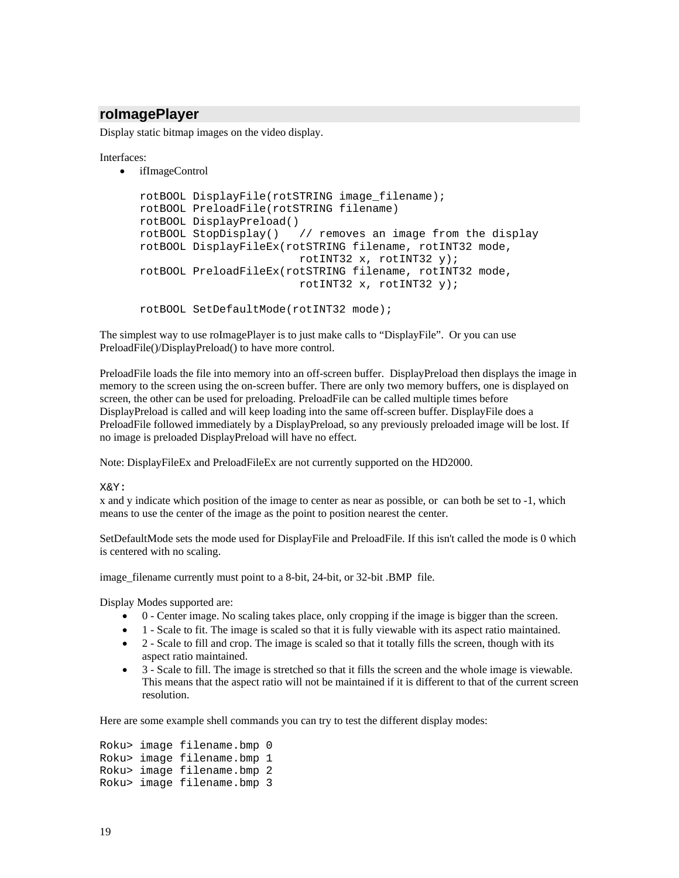## roImagePlayer

Display static bitmap images on the video display.

Interfaces:

- ifImageControl

```
rotBOOL DisplayFile(rotSTRING image_filename);
rotBOOL PreloadFile(rotSTRING filename)
rotBOOL DisplayPreload()
rotBOOL StopDisplay()   // removes an image from the display
rotBOOL DisplayFileEx(rotSTRING filename, rotINT32 mode,
                        rotINT32 x, rotINT32 y);
rotBOOL PreloadFileEx(rotSTRING filename, rotINT32 mode,
                        rotINT32 x, rotINT32 y);

rotBOOL SetDefaultMode(rotINT32 mode);
```

The simplest way to use roImagePlayer is to just make calls to “DisplayFile”. Or you can use PreloadFile()/DisplayPreload() to have more control.

PreloadFile loads the file into memory into an off-screen buffer. DisplayPreload then displays the image in memory to the screen using the on-screen buffer. There are only two memory buffers, one is displayed on screen, the other can be used for preloading. PreloadFile can be called multiple times before DisplayPreload is called and will keep loading into the same off-screen buffer. DisplayFile does a PreloadFile followed immediately by a DisplayPreload, so any previously preloaded image will be lost. If no image is preloaded DisplayPreload will have no effect.

Note: DisplayFileEx and PreloadFileEx are not currently supported on the HD2000.

`X&Y:`

x and y indicate which position of the image to center as near as possible, or can both be set to -1, which means to use the center of the image as the point to position nearest the center.

SetDefaultMode sets the mode used for DisplayFile and PreloadFile. If this isn't called the mode is 0 which is centered with no scaling.

image_filename currently must point to a 8-bit, 24-bit, or 32-bit .BMP file.

Display Modes supported are:

- 0 - Center image. No scaling takes place, only cropping if the image is bigger than the screen.
- 1 - Scale to fit. The image is scaled so that it is fully viewable with its aspect ratio maintained.
- 2 - Scale to fill and crop. The image is scaled so that it totally fills the screen, though with its aspect ratio maintained.
- 3 - Scale to fill. The image is stretched so that it fills the screen and the whole image is viewable. This means that the aspect ratio will not be maintained if it is different to that of the current screen resolution.

Here are some example shell commands you can try to test the different display modes:

```
Roku> image filename.bmp 0
Roku> image filename.bmp 1
Roku> image filename.bmp 2
Roku> image filename.bmp 3
```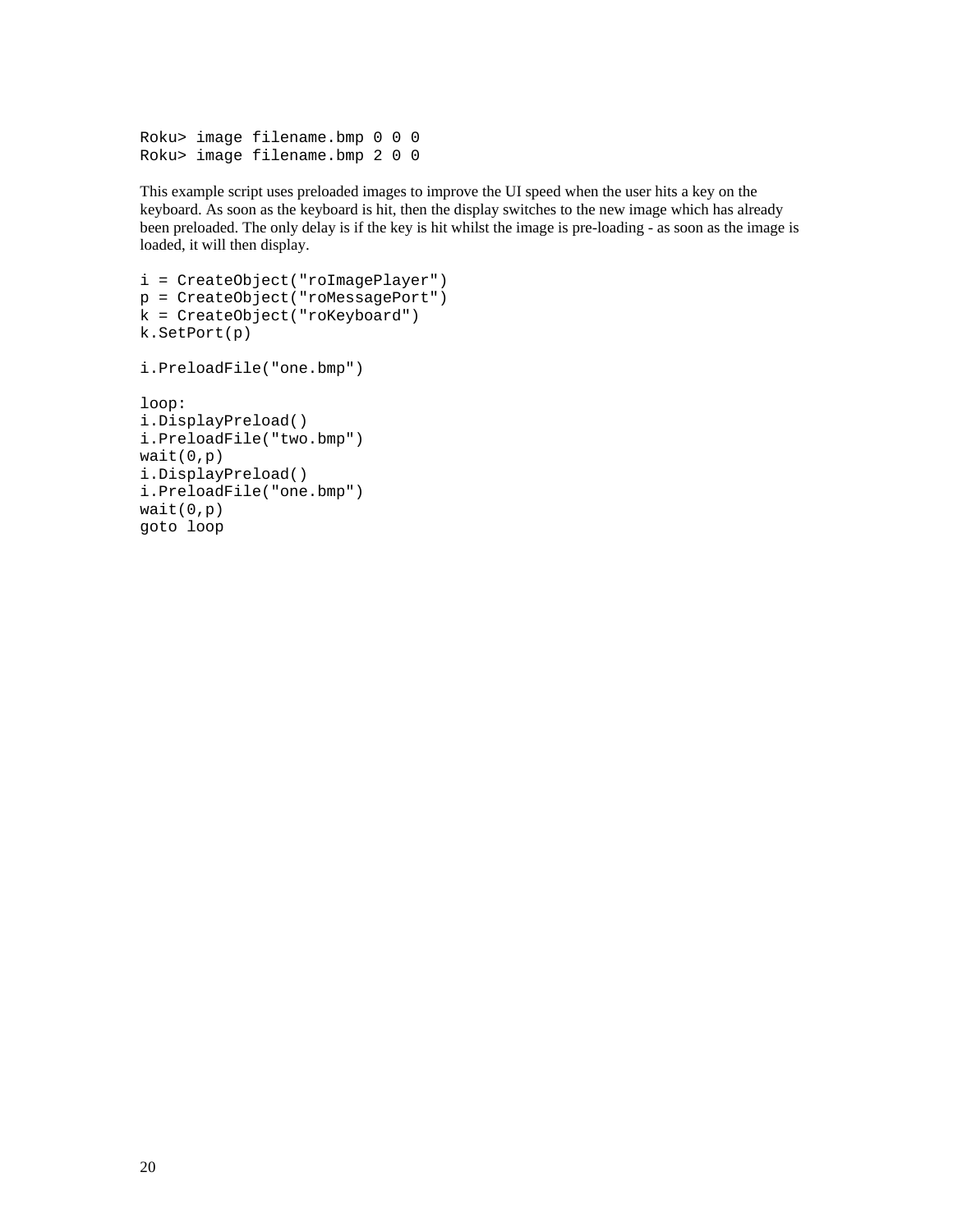```
Roku> image filename.bmp 0 0 0
Roku> image filename.bmp 2 0 0
```

This example script uses preloaded images to improve the UI speed when the user hits a key on the keyboard. As soon as the keyboard is hit, then the display switches to the new image which has already been preloaded. The only delay is if the key is hit whilst the image is pre-loading - as soon as the image is loaded, it will then display.

```
i = CreateObject("roImagePlayer")
p = CreateObject("roMessagePort")
k = CreateObject("roKeyboard")
k.SetPort(p)

i.PreloadFile("one.bmp")

loop:
i.DisplayPreload()
i.PreloadFile("two.bmp")
wait(0,p)
i.DisplayPreload()
i.PreloadFile("one.bmp")
wait(0,p)
goto loop
```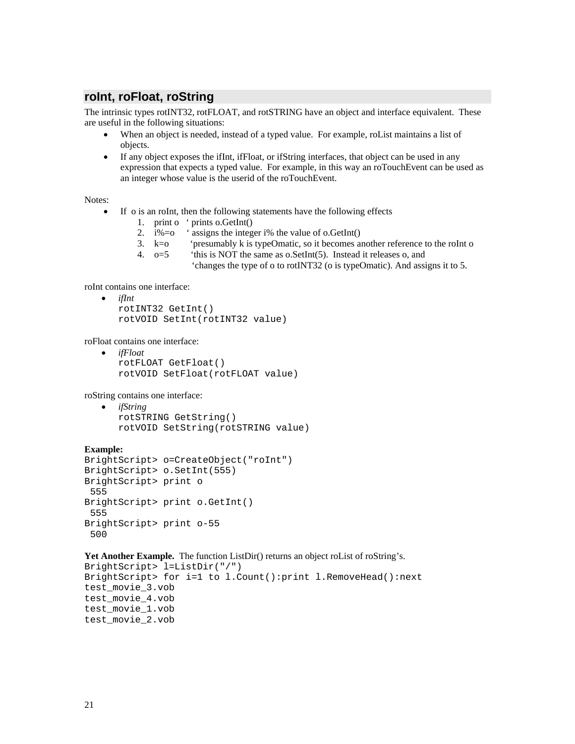## roInt, roFloat, roString

The intrinsic types rotINT32, rotFLOAT, and rotSTRING have an object and interface equivalent. These are useful in the following situations:

- When an object is needed, instead of a typed value. For example, roList maintains a list of objects.
- If any object exposes the ifInt, ifFloat, or ifString interfaces, that object can be used in any expression that expects a typed value. For example, in this way an roTouchEvent can be used as an integer whose value is the userid of the roTouchEvent.

Notes:

- If o is an roInt, then the following statements have the following effects
    1. print o ‘ prints o.GetInt()
    2. i%=o ‘ assigns the integer i% the value of o.GetInt()
    3. k=o ‘presumably k is typeOmatic, so it becomes another reference to the roInt o
    4. o=5 ‘this is NOT the same as o.SetInt(5). Instead it releases o, and ‘changes the type of o to rotINT32 (o is typeOmatic). And assigns it to 5.

roInt contains one interface:

- *ifInt*
  ```
  rotINT32 GetInt()
  rotVOID SetInt(rotINT32 value)
  ```

roFloat contains one interface:

- *ifFloat*
  ```
  rotFLOAT GetFloat()
  rotVOID SetFloat(rotFLOAT value)
  ```

roString contains one interface:

- *ifString*
  ```
  rotSTRING GetString()
  rotVOID SetString(rotSTRING value)
  ```

**Example:**

```
BrightScript> o=CreateObject("roInt")
BrightScript> o.SetInt(555)
BrightScript> print o
 555
BrightScript> print o.GetInt()
 555
BrightScript> print o-55
 500
```

**Yet Another Example.** The function ListDir() returns an object roList of roString’s.

```
BrightScript> l=ListDir("/")
BrightScript> for i=1 to l.Count():print l.RemoveHead():next
test_movie_3.vob
test_movie_4.vob
test_movie_1.vob
test_movie_2.vob
```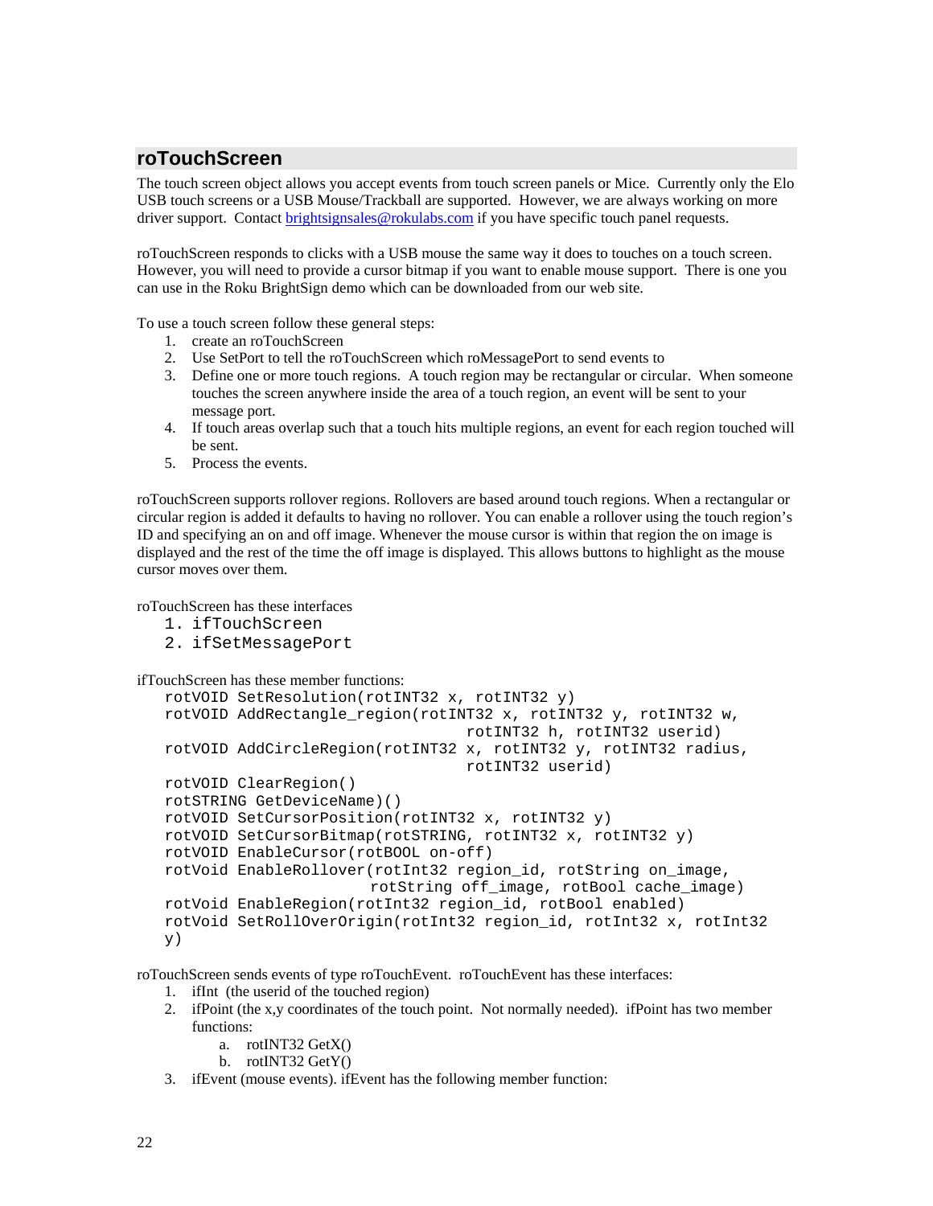## roTouchScreen

The touch screen object allows you accept events from touch screen panels or Mice. Currently only the Elo USB touch screens or a USB Mouse/Trackball are supported. However, we are always working on more driver support. Contact brightsignsales@rokulabs.com if you have specific touch panel requests.

roTouchScreen responds to clicks with a USB mouse the same way it does to touches on a touch screen. However, you will need to provide a cursor bitmap if you want to enable mouse support. There is one you can use in the Roku BrightSign demo which can be downloaded from our web site.

To use a touch screen follow these general steps:

1. create an roTouchScreen
2. Use SetPort to tell the roTouchScreen which roMessagePort to send events to
3. Define one or more touch regions. A touch region may be rectangular or circular. When someone touches the screen anywhere inside the area of a touch region, an event will be sent to your message port.
4. If touch areas overlap such that a touch hits multiple regions, an event for each region touched will be sent.
5. Process the events.

roTouchScreen supports rollover regions. Rollovers are based around touch regions. When a rectangular or circular region is added it defaults to having no rollover. You can enable a rollover using the touch region's ID and specifying an on and off image. Whenever the mouse cursor is within that region the on image is displayed and the rest of the time the off image is displayed. This allows buttons to highlight as the mouse cursor moves over them.

roTouchScreen has these interfaces

1. `ifTouchScreen`
2. `ifSetMessagePort`

ifTouchScreen has these member functions:

```
rotVOID SetResolution(rotINT32 x, rotINT32 y)
rotVOID AddRectangle_region(rotINT32 x, rotINT32 y, rotINT32 w,
                            rotINT32 h, rotINT32 userid)
rotVOID AddCircleRegion(rotINT32 x, rotINT32 y, rotINT32 radius,
                        rotINT32 userid)
rotVOID ClearRegion()
rotSTRING GetDeviceName)()
rotVOID SetCursorPosition(rotINT32 x, rotINT32 y)
rotVOID SetCursorBitmap(rotSTRING, rotINT32 x, rotINT32 y)
rotVOID EnableCursor(rotBOOL on-off)
rotVoid EnableRollover(rotInt32 region_id, rotString on_image,
                       rotString off_image, rotBool cache_image)
rotVoid EnableRegion(rotInt32 region_id, rotBool enabled)
rotVoid SetRollOverOrigin(rotInt32 region_id, rotInt32 x, rotInt32
y)
```

roTouchScreen sends events of type roTouchEvent. roTouchEvent has these interfaces:

1. ifInt (the userid of the touched region)
2. ifPoint (the x,y coordinates of the touch point. Not normally needed). ifPoint has two member functions:
   a. rotINT32 GetX()
   b. rotINT32 GetY()
3. ifEvent (mouse events). ifEvent has the following member function: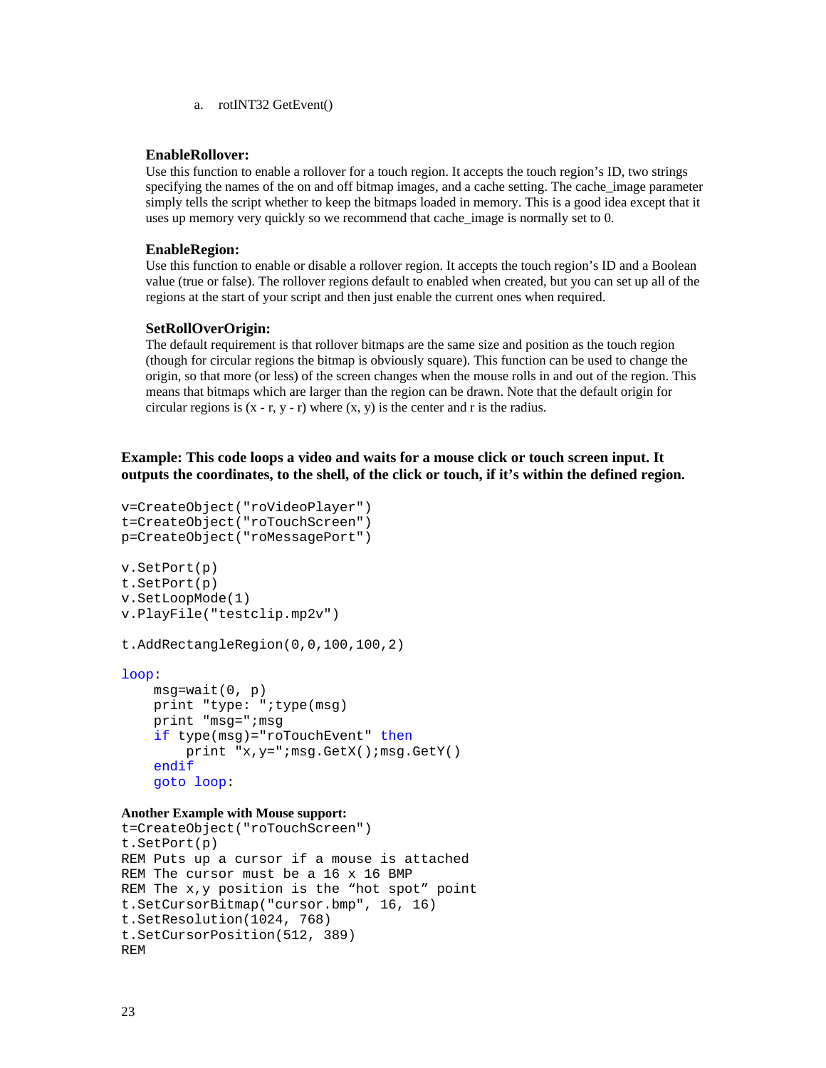a. rotINT32 GetEvent()

**EnableRollover:**
Use this function to enable a rollover for a touch region. It accepts the touch region's ID, two strings specifying the names of the on and off bitmap images, and a cache setting. The cache_image parameter simply tells the script whether to keep the bitmaps loaded in memory. This is a good idea except that it uses up memory very quickly so we recommend that cache_image is normally set to 0.

**EnableRegion:**
Use this function to enable or disable a rollover region. It accepts the touch region's ID and a Boolean value (true or false). The rollover regions default to enabled when created, but you can set up all of the regions at the start of your script and then just enable the current ones when required.

**SetRollOverOrigin:**
The default requirement is that rollover bitmaps are the same size and position as the touch region (though for circular regions the bitmap is obviously square). This function can be used to change the origin, so that more (or less) of the screen changes when the mouse rolls in and out of the region. This means that bitmaps which are larger than the region can be drawn. Note that the default origin for circular regions is (x - r, y - r) where (x, y) is the center and r is the radius.

**Example: This code loops a video and waits for a mouse click or touch screen input. It outputs the coordinates, to the shell, of the click or touch, if it's within the defined region.**

```
v=CreateObject("roVideoPlayer")
t=CreateObject("roTouchScreen")
p=CreateObject("roMessagePort")

v.SetPort(p)
t.SetPort(p)
v.SetLoopMode(1)
v.PlayFile("testclip.mp2v")

t.AddRectangleRegion(0,0,100,100,2)

loop:
    msg=wait(0, p)
    print "type: ";type(msg)
    print "msg=";msg
    if type(msg)="roTouchEvent" then
        print "x,y=";msg.GetX();msg.GetY()
    endif
    goto loop:
```

**Another Example with Mouse support:**

```
t=CreateObject("roTouchScreen")
t.SetPort(p)
REM Puts up a cursor if a mouse is attached
REM The cursor must be a 16 x 16 BMP
REM The x,y position is the "hot spot" point
t.SetCursorBitmap("cursor.bmp", 16, 16)
t.SetResolution(1024, 768)
t.SetCursorPosition(512, 389)
REM
```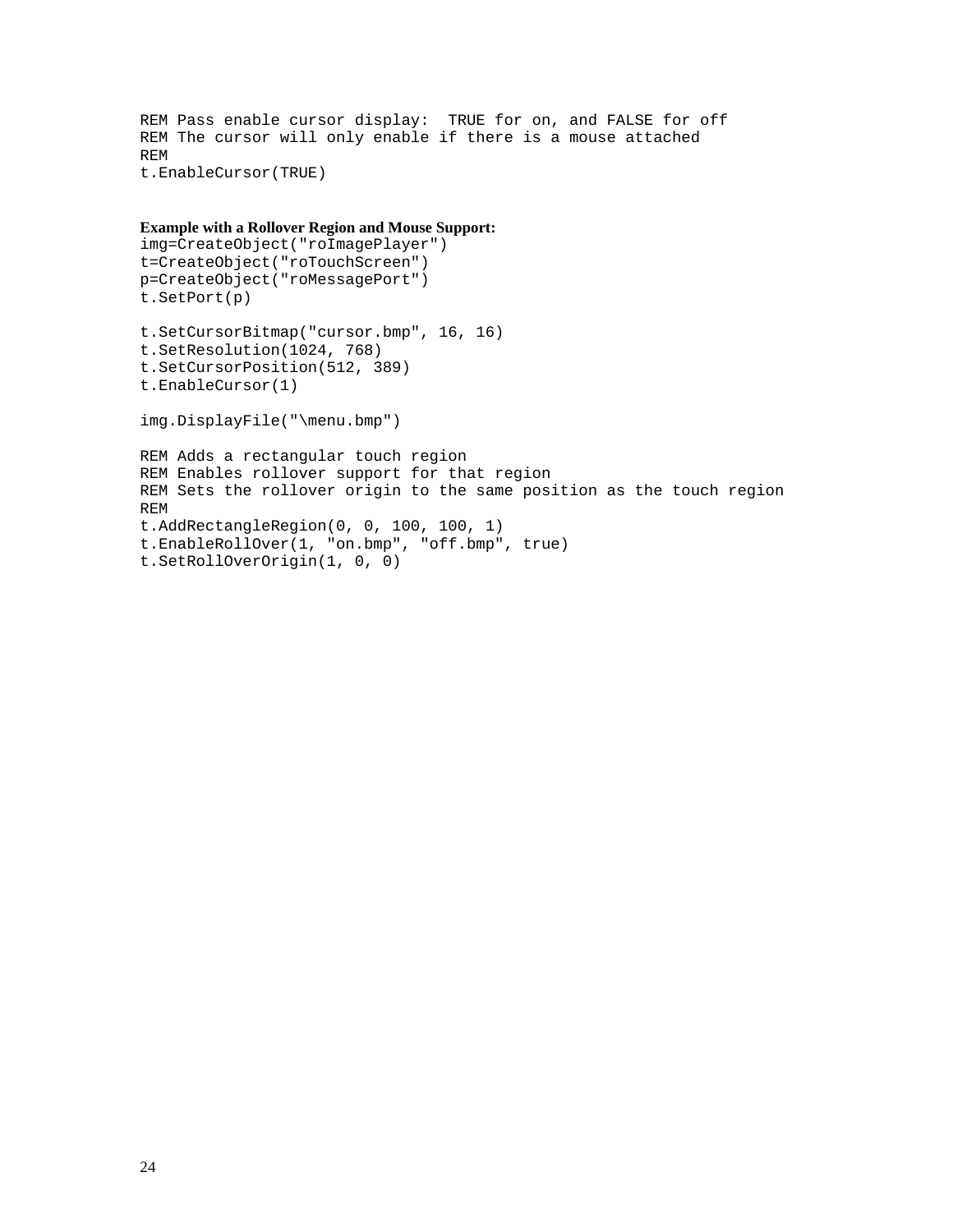```
REM Pass enable cursor display:  TRUE for on, and FALSE for off
REM The cursor will only enable if there is a mouse attached
REM
t.EnableCursor(TRUE)
```

**Example with a Rollover Region and Mouse Support:**

```
img=CreateObject("roImagePlayer")
t=CreateObject("roTouchScreen")
p=CreateObject("roMessagePort")
t.SetPort(p)

t.SetCursorBitmap("cursor.bmp", 16, 16)
t.SetResolution(1024, 768)
t.SetCursorPosition(512, 389)
t.EnableCursor(1)

img.DisplayFile("\menu.bmp")

REM Adds a rectangular touch region
REM Enables rollover support for that region
REM Sets the rollover origin to the same position as the touch region
REM
t.AddRectangleRegion(0, 0, 100, 100, 1)
t.EnableRollOver(1, "on.bmp", "off.bmp", true)
t.SetRollOverOrigin(1, 0, 0)
```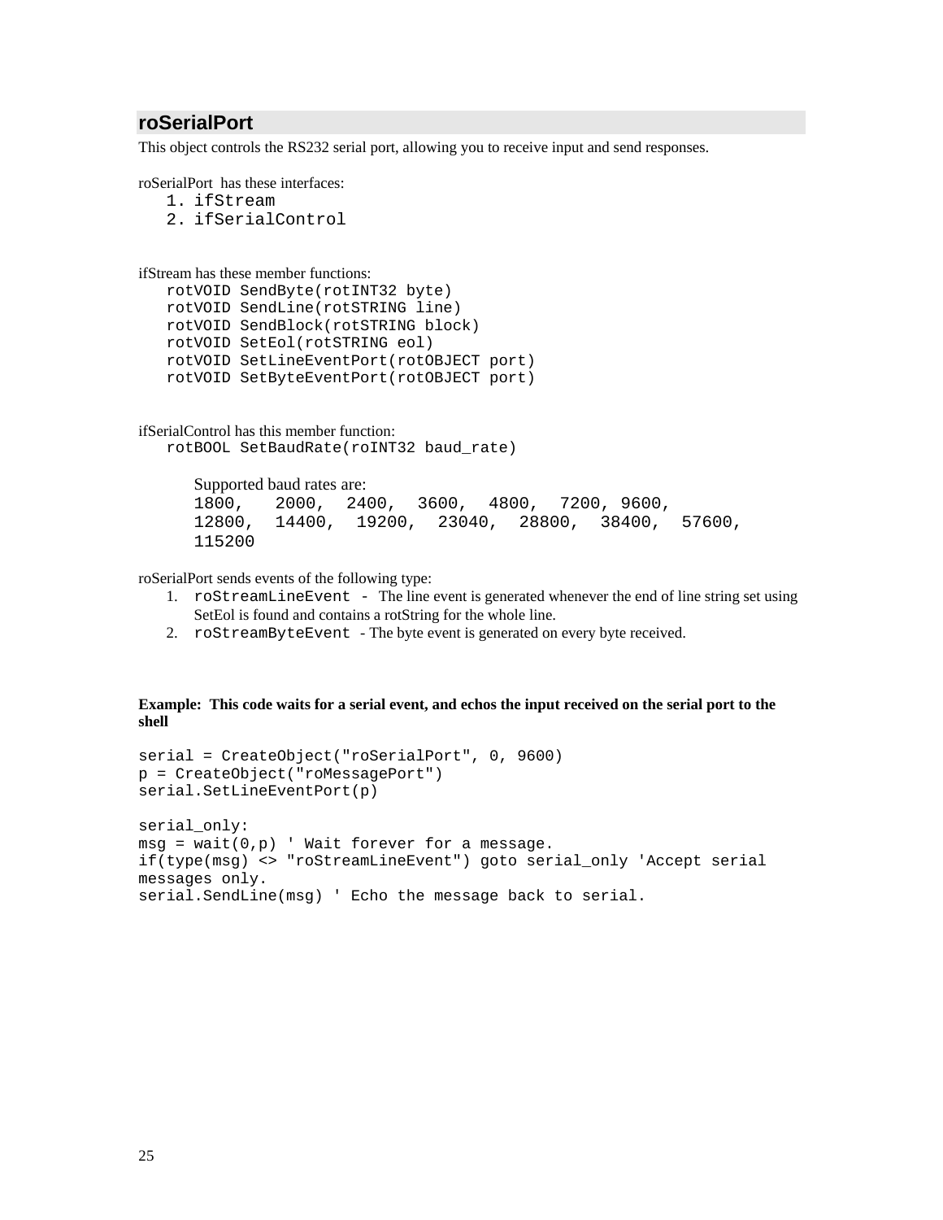## roSerialPort

This object controls the RS232 serial port, allowing you to receive input and send responses.

roSerialPort has these interfaces:

1. ifStream
2. ifSerialControl

ifStream has these member functions:

```
rotVOID SendByte(rotINT32 byte)
rotVOID SendLine(rotSTRING line)
rotVOID SendBlock(rotSTRING block)
rotVOID SetEol(rotSTRING eol)
rotVOID SetLineEventPort(rotOBJECT port)
rotVOID SetByteEventPort(rotOBJECT port)
```

ifSerialControl has this member function:

```
rotBOOL SetBaudRate(roINT32 baud_rate)
```

Supported baud rates are:
1800, 2000, 2400, 3600, 4800, 7200, 9600, 12800, 14400, 19200, 23040, 28800, 38400, 57600, 115200

roSerialPort sends events of the following type:

1. roStreamLineEvent - The line event is generated whenever the end of line string set using SetEol is found and contains a rotString for the whole line.
2. roStreamByteEvent - The byte event is generated on every byte received.

**Example: This code waits for a serial event, and echos the input received on the serial port to the shell**

```
serial = CreateObject("roSerialPort", 0, 9600)
p = CreateObject("roMessagePort")
serial.SetLineEventPort(p)

serial_only:
msg = wait(0,p) ' Wait forever for a message.
if(type(msg) <> "roStreamLineEvent") goto serial_only 'Accept serial
messages only.
serial.SendLine(msg) ' Echo the message back to serial.
```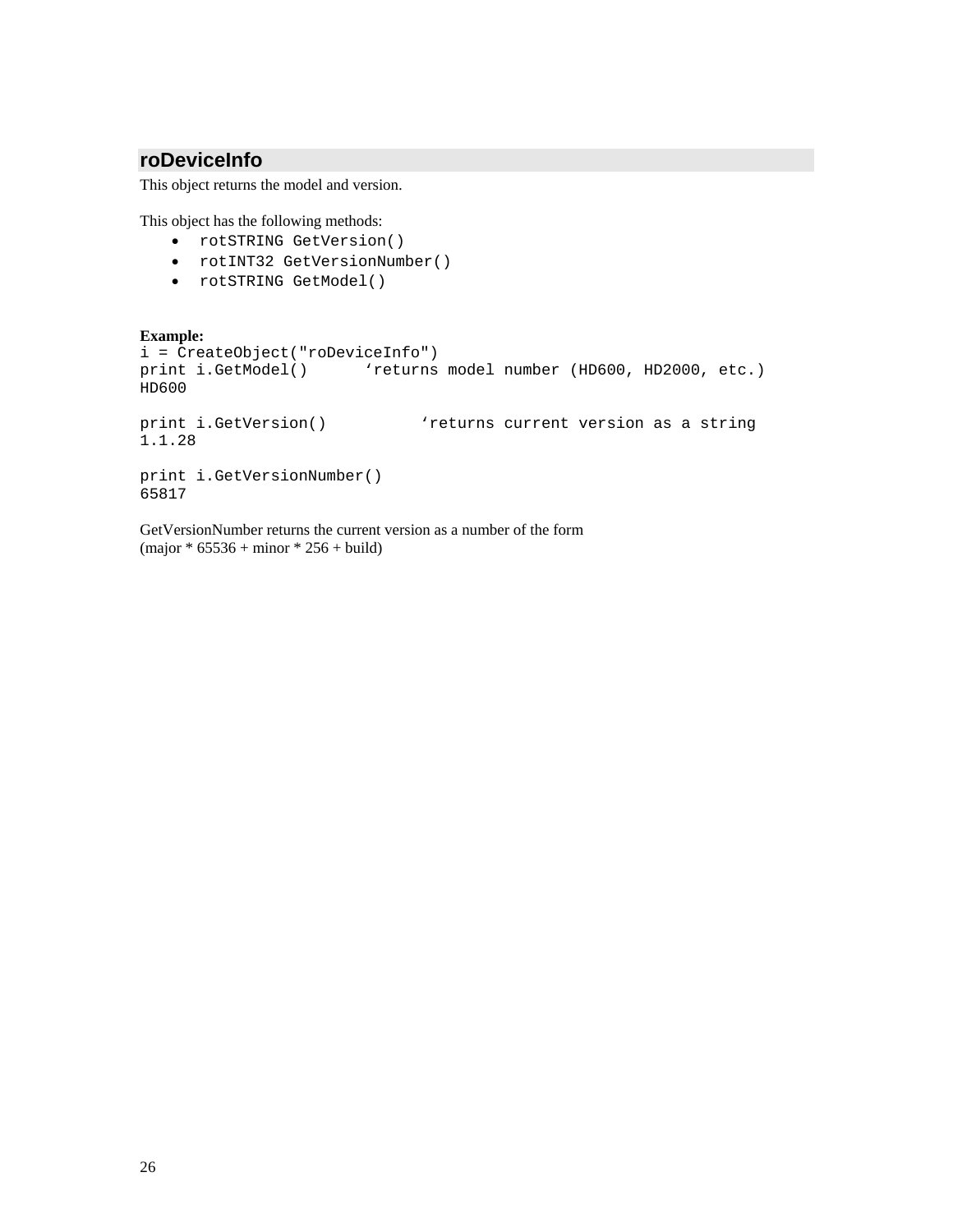## roDeviceInfo

This object returns the model and version.

This object has the following methods:

- `rotSTRING GetVersion()`
- `rotINT32 GetVersionNumber()`
- `rotSTRING GetModel()`

**Example:**

```
i = CreateObject("roDeviceInfo")
print i.GetModel()      ‘returns model number (HD600, HD2000, etc.)
HD600

print i.GetVersion()          ‘returns current version as a string
1.1.28

print i.GetVersionNumber()
65817
```

GetVersionNumber returns the current version as a number of the form
(major * 65536 + minor * 256 + build)